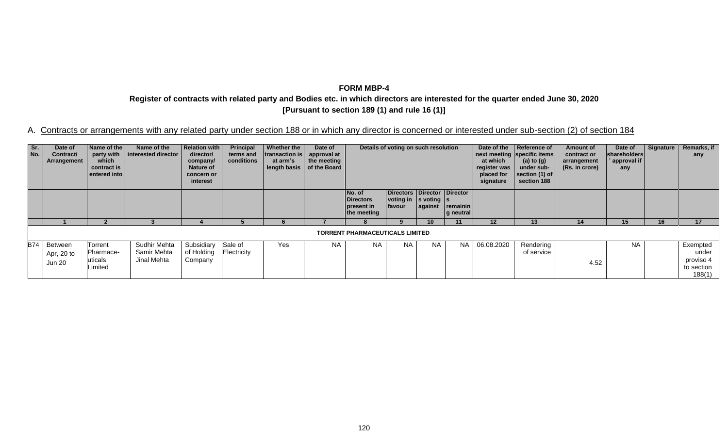**FORM MBP-4**

**Register of contracts with related party and Bodies etc. in which directors are interested for the quarter ended June 30, 2020**

**[Pursuant to section 189 (1) and rule 16 (1)]**

A. Contracts or arrangements with any related party under section 188 or in which any director is concerned or interested under sub-section (2) of section 184

| Sr. No. | Date of Contract/ Arrangement | Name of the party with which contract is entered into | Name of the interested director | Relation with director/ company/ Nature of concern or interest | Principal terms and conditions | Whether the transaction is at arm's length basis | Date of approval at the meeting of the Board | Details of voting on such resolution | | | | Date of the next meeting at which register was placed for signature | Reference of specific items (a) to (g) under sub-section (1) of section 188 | Amount of contract or arrangement (Rs. in crore) | Date of shareholders' approval if any | Signature | Remarks, if any |
|---|---|---|---|---|---|---|---|---|---|---|---|---|---|---|---|---|---|
| | | | | | | | | No. of Directors present in the meeting | Directors voting in favour | Directors voting against | Directors remaining neutral | | | | | | |
| | 1 | 2 | 3 | 4 | 5 | 6 | 7 | 8 | 9 | 10 | 11 | 12 | 13 | 14 | 15 | 16 | 17 |
| **TORRENT PHARMACEUTICALS LIMITED** | | | | | | | | | | | | | | | | | |
| B74 | Between Apr, 20 to Jun 20 | Torrent Pharmaceuticals Limited | Sudhir Mehta Samir Mehta Jinal Mehta | Subsidiary of Holding Company | Sale of Electricity | Yes | NA | NA | NA | NA | NA | 06.08.2020 | Rendering of service | 4.52 | NA | | Exempted under proviso 4 to section 188(1) |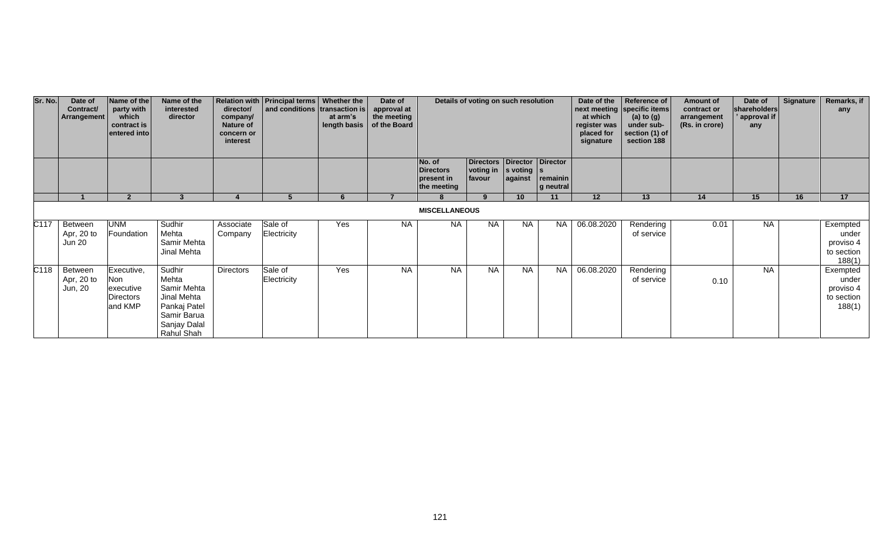| Sr. No. | Date of Contract/ Arrangement | Name of the party with which contract is entered into | Name of the interested director | Relation with director/ company/ Nature of concern or interest | Principal terms and conditions | Whether the transaction is at arm's length basis | Date of approval at the meeting of the Board | Details of voting on such resolution | | | | Date of the next meeting at which register was placed for signature | Reference of specific items (a) to (g) under sub-section (1) of section 188 | Amount of contract or arrangement (Rs. in crore) | Date of shareholders' approval if any | Signature | Remarks, if any |
|---|---|---|---|---|---|---|---|---|---|---|---|---|---|---|---|---|---|
| | | | | | | | | No. of Directors present in the meeting | Directors voting in favour | Directors voting against | Directors remaining neutral | | | | | | |
| | 1 | 2 | 3 | 4 | 5 | 6 | 7 | 8 | 9 | 10 | 11 | 12 | 13 | 14 | 15 | 16 | 17 |
| **MISCELLANEOUS** | | | | | | | | | | | | | | | | | |
| C117 | Between Apr, 20 to Jun 20 | UNM Foundation | Sudhir Mehta Samir Mehta Jinal Mehta | Associate Company | Sale of Electricity | Yes | NA | NA | NA | NA | NA | 06.08.2020 | Rendering of service | 0.01 | NA | | Exempted under proviso 4 to section 188(1) |
| C118 | Between Apr, 20 to Jun, 20 | Executive, Non executive Directors and KMP | Sudhir Mehta Samir Mehta Jinal Mehta Pankaj Patel Samir Barua Sanjay Dalal Rahul Shah | Directors | Sale of Electricity | Yes | NA | NA | NA | NA | NA | 06.08.2020 | Rendering of service | 0.10 | NA | | Exempted under proviso 4 to section 188(1) |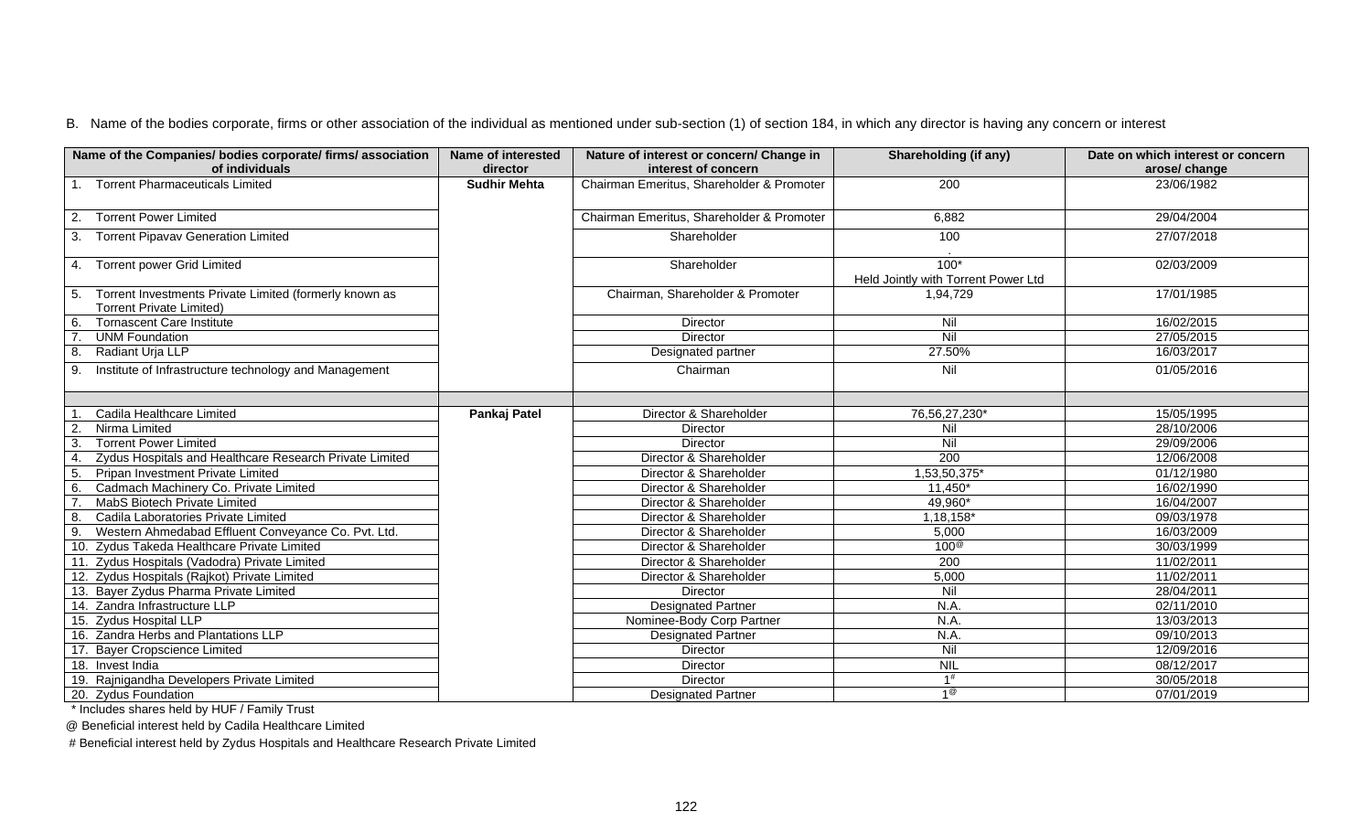B. Name of the bodies corporate, firms or other association of the individual as mentioned under sub-section (1) of section 184, in which any director is having any concern or interest

| Name of the Companies/ bodies corporate/ firms/ association of individuals | Name of interested director | Nature of interest or concern/ Change in interest of concern | Shareholding (if any) | Date on which interest or concern arose/ change |
|---|---|---|---|---|
| 1. Torrent Pharmaceuticals Limited | **Sudhir Mehta** | Chairman Emeritus, Shareholder & Promoter | 200 | 23/06/1982 |
| 2. Torrent Power Limited | | Chairman Emeritus, Shareholder & Promoter | 6,882 | 29/04/2004 |
| 3. Torrent Pipavav Generation Limited | | Shareholder | 100 | 27/07/2018 |
| 4. Torrent power Grid Limited | | Shareholder | 100* Held Jointly with Torrent Power Ltd | 02/03/2009 |
| 5. Torrent Investments Private Limited (formerly known as Torrent Private Limited) | | Chairman, Shareholder & Promoter | 1,94,729 | 17/01/1985 |
| 6. Tornascent Care Institute | | Director | Nil | 16/02/2015 |
| 7. UNM Foundation | | Director | Nil | 27/05/2015 |
| 8. Radiant Urja LLP | | Designated partner | 27.50% | 16/03/2017 |
| 9. Institute of Infrastructure technology and Management | | Chairman | Nil | 01/05/2016 |
| | | | | |
| 1. Cadila Healthcare Limited | **Pankaj Patel** | Director & Shareholder | 76,56,27,230* | 15/05/1995 |
| 2. Nirma Limited | | Director | Nil | 28/10/2006 |
| 3. Torrent Power Limited | | Director | Nil | 29/09/2006 |
| 4. Zydus Hospitals and Healthcare Research Private Limited | | Director & Shareholder | 200 | 12/06/2008 |
| 5. Pripan Investment Private Limited | | Director & Shareholder | 1,53,50,375* | 01/12/1980 |
| 6. Cadmach Machinery Co. Private Limited | | Director & Shareholder | 11,450* | 16/02/1990 |
| 7. MabS Biotech Private Limited | | Director & Shareholder | 49,960* | 16/04/2007 |
| 8. Cadila Laboratories Private Limited | | Director & Shareholder | 1,18,158* | 09/03/1978 |
| 9. Western Ahmedabad Effluent Conveyance Co. Pvt. Ltd. | | Director & Shareholder | 5,000 | 16/03/2009 |
| 10. Zydus Takeda Healthcare Private Limited | | Director & Shareholder | 100@ | 30/03/1999 |
| 11. Zydus Hospitals (Vadodra) Private Limited | | Director & Shareholder | 200 | 11/02/2011 |
| 12. Zydus Hospitals (Rajkot) Private Limited | | Director & Shareholder | 5,000 | 11/02/2011 |
| 13. Bayer Zydus Pharma Private Limited | | Director | Nil | 28/04/2011 |
| 14. Zandra Infrastructure LLP | | Designated Partner | N.A. | 02/11/2010 |
| 15. Zydus Hospital LLP | | Nominee-Body Corp Partner | N.A. | 13/03/2013 |
| 16. Zandra Herbs and Plantations LLP | | Designated Partner | N.A. | 09/10/2013 |
| 17. Bayer Cropscience Limited | | Director | Nil | 12/09/2016 |
| 18. Invest India | | Director | NIL | 08/12/2017 |
| 19. Rajnigandha Developers Private Limited | | Director | 1# | 30/05/2018 |
| 20. Zydus Foundation | | Designated Partner | 1@ | 07/01/2019 |

\* Includes shares held by HUF / Family Trust

@ Beneficial interest held by Cadila Healthcare Limited

\# Beneficial interest held by Zydus Hospitals and Healthcare Research Private Limited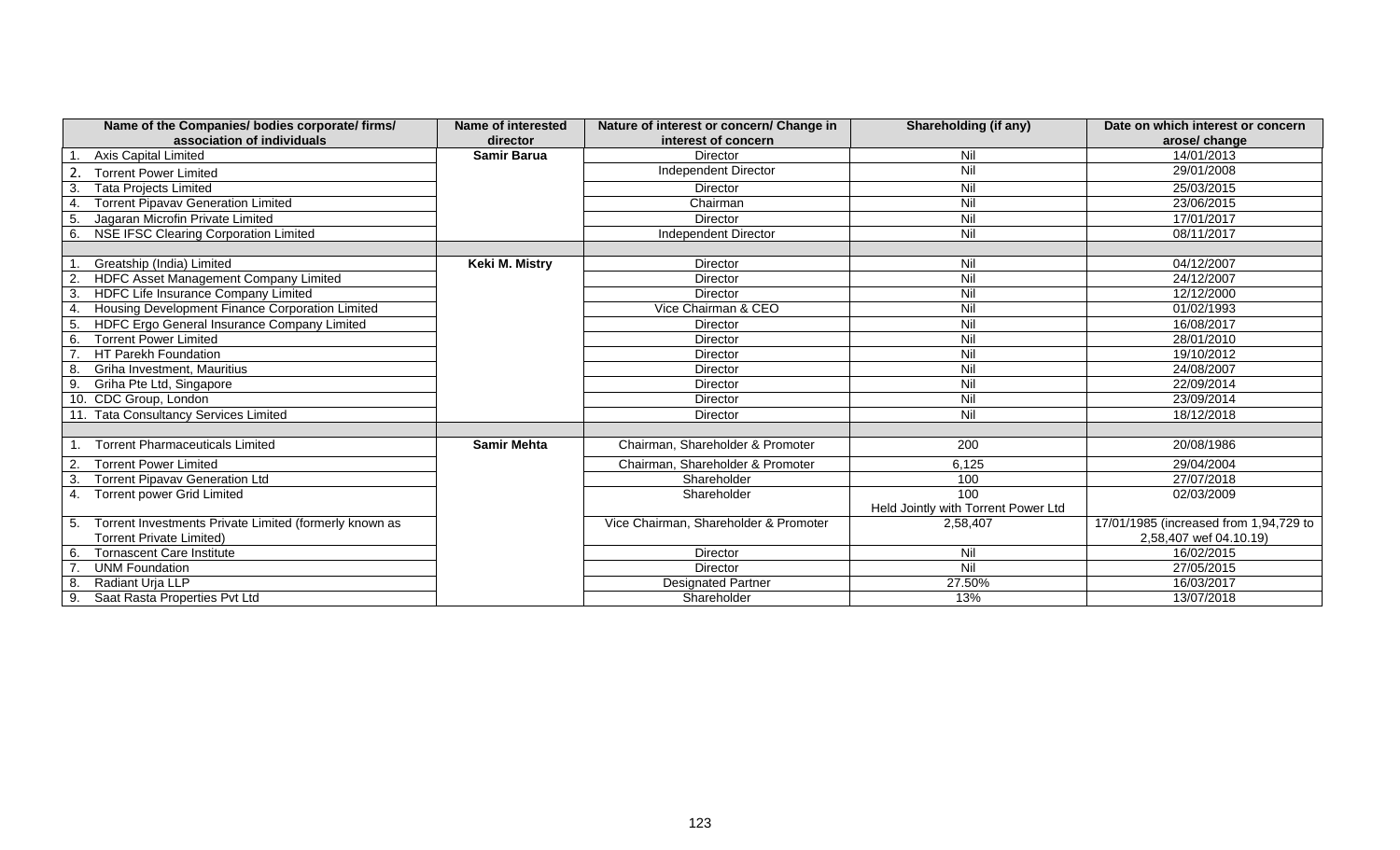| Name of the Companies/ bodies corporate/ firms/ association of individuals | Name of interested director | Nature of interest or concern/ Change in interest of concern | Shareholding (if any) | Date on which interest or concern arose/ change |
|---|---|---|---|---|
| 1. Axis Capital Limited | **Samir Barua** | Director | Nil | 14/01/2013 |
| 2. Torrent Power Limited | | Independent Director | Nil | 29/01/2008 |
| 3. Tata Projects Limited | | Director | Nil | 25/03/2015 |
| 4. Torrent Pipavav Generation Limited | | Chairman | Nil | 23/06/2015 |
| 5. Jagaran Microfin Private Limited | | Director | Nil | 17/01/2017 |
| 6. NSE IFSC Clearing Corporation Limited | | Independent Director | Nil | 08/11/2017 |
| | | | | |
| 1. Greatship (India) Limited | **Keki M. Mistry** | Director | Nil | 04/12/2007 |
| 2. HDFC Asset Management Company Limited | | Director | Nil | 24/12/2007 |
| 3. HDFC Life Insurance Company Limited | | Director | Nil | 12/12/2000 |
| 4. Housing Development Finance Corporation Limited | | Vice Chairman & CEO | Nil | 01/02/1993 |
| 5. HDFC Ergo General Insurance Company Limited | | Director | Nil | 16/08/2017 |
| 6. Torrent Power Limited | | Director | Nil | 28/01/2010 |
| 7. HT Parekh Foundation | | Director | Nil | 19/10/2012 |
| 8. Griha Investment, Mauritius | | Director | Nil | 24/08/2007 |
| 9. Griha Pte Ltd, Singapore | | Director | Nil | 22/09/2014 |
| 10. CDC Group, London | | Director | Nil | 23/09/2014 |
| 11. Tata Consultancy Services Limited | | Director | Nil | 18/12/2018 |
| | | | | |
| 1. Torrent Pharmaceuticals Limited | **Samir Mehta** | Chairman, Shareholder & Promoter | 200 | 20/08/1986 |
| 2. Torrent Power Limited | | Chairman, Shareholder & Promoter | 6,125 | 29/04/2004 |
| 3. Torrent Pipavav Generation Ltd | | Shareholder | 100 | 27/07/2018 |
| 4. Torrent power Grid Limited | | Shareholder | 100 Held Jointly with Torrent Power Ltd | 02/03/2009 |
| 5. Torrent Investments Private Limited (formerly known as Torrent Private Limited) | | Vice Chairman, Shareholder & Promoter | 2,58,407 | 17/01/1985 (increased from 1,94,729 to 2,58,407 wef 04.10.19) |
| 6. Tornascent Care Institute | | Director | Nil | 16/02/2015 |
| 7. UNM Foundation | | Director | Nil | 27/05/2015 |
| 8. Radiant Urja LLP | | Designated Partner | 27.50% | 16/03/2017 |
| 9. Saat Rasta Properties Pvt Ltd | | Shareholder | 13% | 13/07/2018 |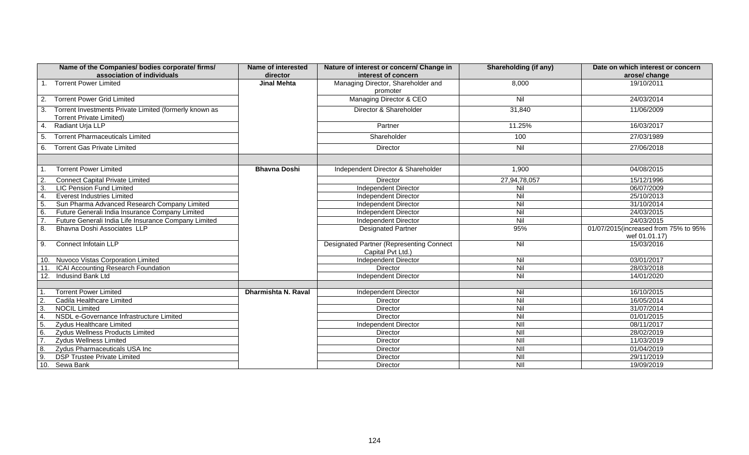| Name of the Companies/ bodies corporate/ firms/ association of individuals | Name of interested director | Nature of interest or concern/ Change in interest of concern | Shareholding (if any) | Date on which interest or concern arose/ change |
|---|---|---|---|---|
| 1. Torrent Power Limited | **Jinal Mehta** | Managing Director, Shareholder and promoter | 8,000 | 19/10/2011 |
| 2. Torrent Power Grid Limited | | Managing Director & CEO | Nil | 24/03/2014 |
| 3. Torrent Investments Private Limited (formerly known as Torrent Private Limited) | | Director & Shareholder | 31,840 | 11/06/2009 |
| 4. Radiant Urja LLP | | Partner | 11.25% | 16/03/2017 |
| 5. Torrent Pharmaceuticals Limited | | Shareholder | 100 | 27/03/1989 |
| 6. Torrent Gas Private Limited | | Director | Nil | 27/06/2018 |
| | | | | |
| 1. Torrent Power Limited | **Bhavna Doshi** | Independent Director & Shareholder | 1,900 | 04/08/2015 |
| 2. Connect Capital Private Limited | | Director | 27,94,78,057 | 15/12/1996 |
| 3. LIC Pension Fund Limited | | Independent Director | Nil | 06/07/2009 |
| 4. Everest Industries Limited | | Independent Director | Nil | 25/10/2013 |
| 5. Sun Pharma Advanced Research Company Limited | | Independent Director | Nil | 31/10/2014 |
| 6. Future Generali India Insurance Company Limited | | Independent Director | Nil | 24/03/2015 |
| 7. Future Generali India Life Insurance Company Limited | | Independent Director | Nil | 24/03/2015 |
| 8. Bhavna Doshi Associates LLP | | Designated Partner | 95% | 01/07/2015(increased from 75% to 95% wef 01.01.17) |
| 9. Connect Infotain LLP | | Designated Partner (Representing Connect Capital Pvt Ltd.) | Nil | 15/03/2016 |
| 10. Nuvoco Vistas Corporation Limited | | Independent Director | Nil | 03/01/2017 |
| 11. ICAI Accounting Research Foundation | | Director | Nil | 28/03/2018 |
| 12. Indusind Bank Ltd | | Independent Director | Nil | 14/01/2020 |
| | | | | |
| 1. Torrent Power Limited | **Dharmishta N. Raval** | Independent Director | Nil | 16/10/2015 |
| 2. Cadila Healthcare Limited | | Director | Nil | 16/05/2014 |
| 3. NOCIL Limited | | Director | Nil | 31/07/2014 |
| 4. NSDL e-Governance Infrastructure Limited | | Director | Nil | 01/01/2015 |
| 5. Zydus Healthcare Limited | | Independent Director | NIl | 08/11/2017 |
| 6. Zydus Wellness Products Limited | | Director | NIl | 28/02/2019 |
| 7. Zydus Wellness Limited | | Director | NIl | 11/03/2019 |
| 8. Zydus Pharmaceuticals USA Inc | | Director | NIl | 01/04/2019 |
| 9. DSP Trustee Private Limited | | Director | NIl | 29/11/2019 |
| 10. Sewa Bank | | Director | NIl | 19/09/2019 |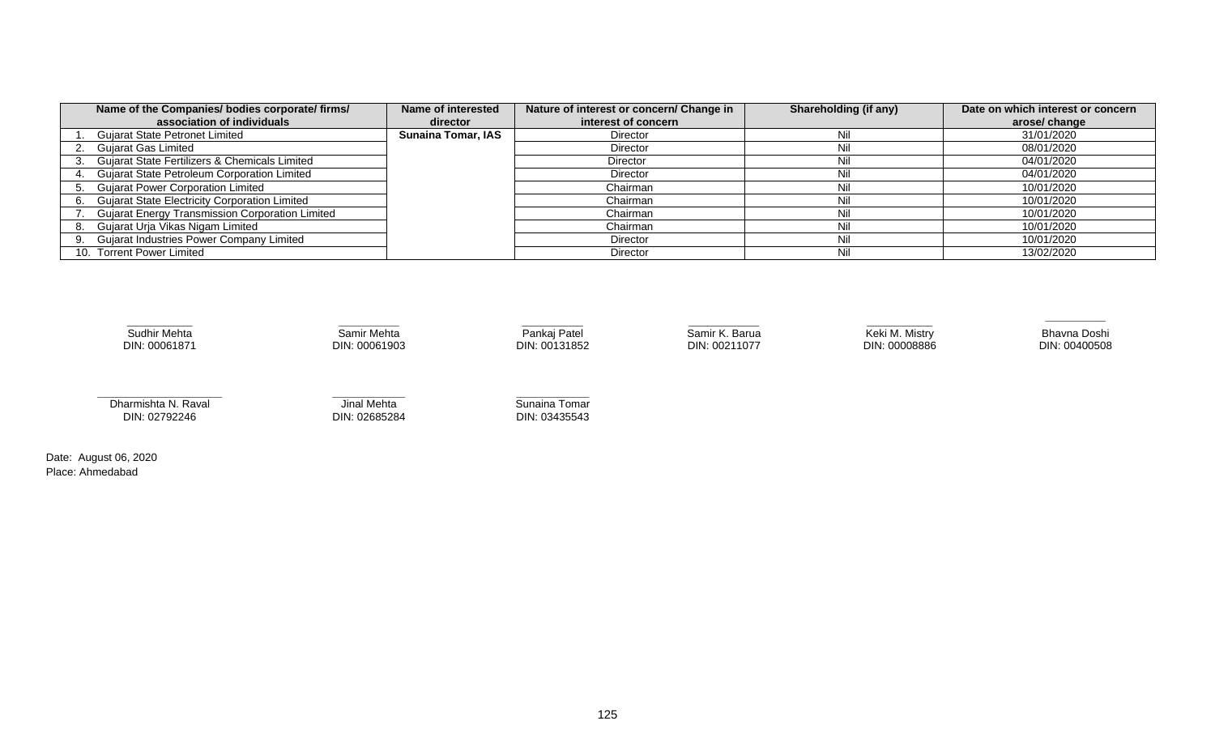| Name of the Companies/ bodies corporate/ firms/ association of individuals | Name of interested director | Nature of interest or concern/ Change in interest of concern | Shareholding (if any) | Date on which interest or concern arose/ change |
|---|---|---|---|---|
| 1. Gujarat State Petronet Limited | **Sunaina Tomar, IAS** | Director | Nil | 31/01/2020 |
| 2. Gujarat Gas Limited | | Director | Nil | 08/01/2020 |
| 3. Gujarat State Fertilizers & Chemicals Limited | | Director | Nil | 04/01/2020 |
| 4. Gujarat State Petroleum Corporation Limited | | Director | Nil | 04/01/2020 |
| 5. Gujarat Power Corporation Limited | | Chairman | Nil | 10/01/2020 |
| 6. Gujarat State Electricity Corporation Limited | | Chairman | Nil | 10/01/2020 |
| 7. Gujarat Energy Transmission Corporation Limited | | Chairman | Nil | 10/01/2020 |
| 8. Gujarat Urja Vikas Nigam Limited | | Chairman | Nil | 10/01/2020 |
| 9. Gujarat Industries Power Company Limited | | Director | Nil | 10/01/2020 |
| 10. Torrent Power Limited | | Director | Nil | 13/02/2020 |

Sudhir Mehta
DIN: 00061871

Samir Mehta
DIN: 00061903

Pankaj Patel
DIN: 00131852

Samir K. Barua
DIN: 00211077

Keki M. Mistry
DIN: 00008886

Bhavna Doshi
DIN: 00400508

Dharmishta N. Raval
DIN: 02792246

Jinal Mehta
DIN: 02685284

Sunaina Tomar
DIN: 03435543

Date: August 06, 2020
Place: Ahmedabad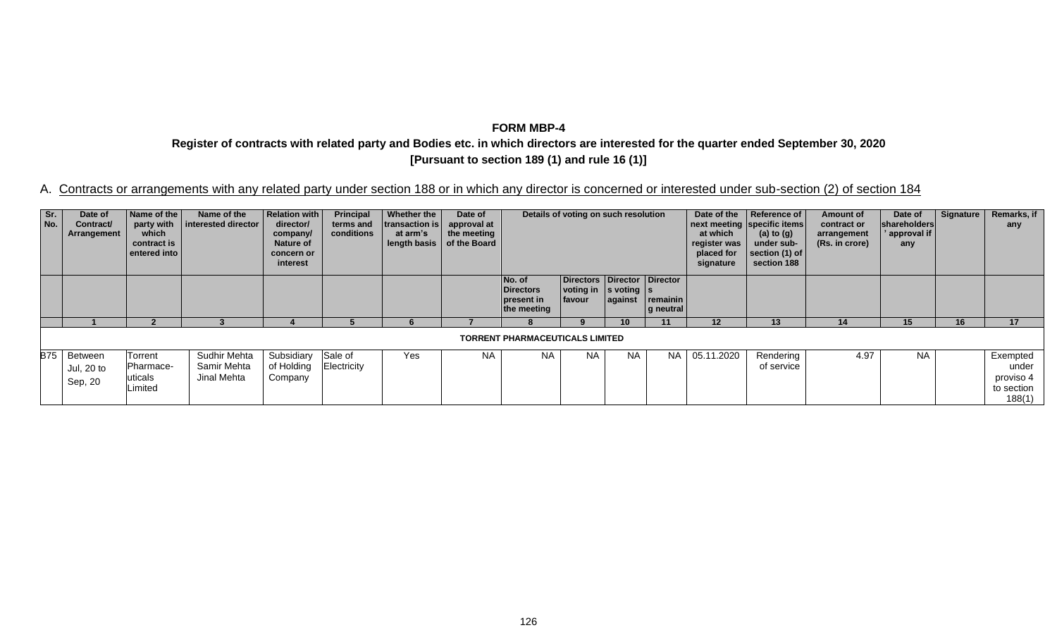**FORM MBP-4**

**Register of contracts with related party and Bodies etc. in which directors are interested for the quarter ended September 30, 2020**

**[Pursuant to section 189 (1) and rule 16 (1)]**

A. Contracts or arrangements with any related party under section 188 or in which any director is concerned or interested under sub-section (2) of section 184

| Sr. No. | Date of Contract/ Arrangement | Name of the party with which contract is entered into | Name of the interested director | Relation with director/ company/ Nature of concern or interest | Principal terms and conditions | Whether the transaction is at arm's length basis | Date of approval at the meeting of the Board | Details of voting on such resolution | | | | Date of the next meeting at which register was placed for signature | Reference of specific items (a) to (g) under sub-section (1) of section 188 | Amount of contract or arrangement (Rs. in crore) | Date of shareholders' approval if any | Signature | Remarks, if any |
|---|---|---|---|---|---|---|---|---|---|---|---|---|---|---|---|---|---|
| | | | | | | | | No. of Directors present in the meeting | Directors voting in favour | Directors voting against | Directors remaining neutral | | | | | | |
| | 1 | 2 | 3 | 4 | 5 | 6 | 7 | 8 | 9 | 10 | 11 | 12 | 13 | 14 | 15 | 16 | 17 |
| **TORRENT PHARMACEUTICALS LIMITED** | | | | | | | | | | | | | | | | | |
| B75 | Between Jul, 20 to Sep, 20 | Torrent Pharmaceuticals Limited | Sudhir Mehta Samir Mehta Jinal Mehta | Subsidiary of Holding Company | Sale of Electricity | Yes | NA | NA | NA | NA | NA | 05.11.2020 | Rendering of service | 4.97 | NA | | Exempted under proviso 4 to section 188(1) |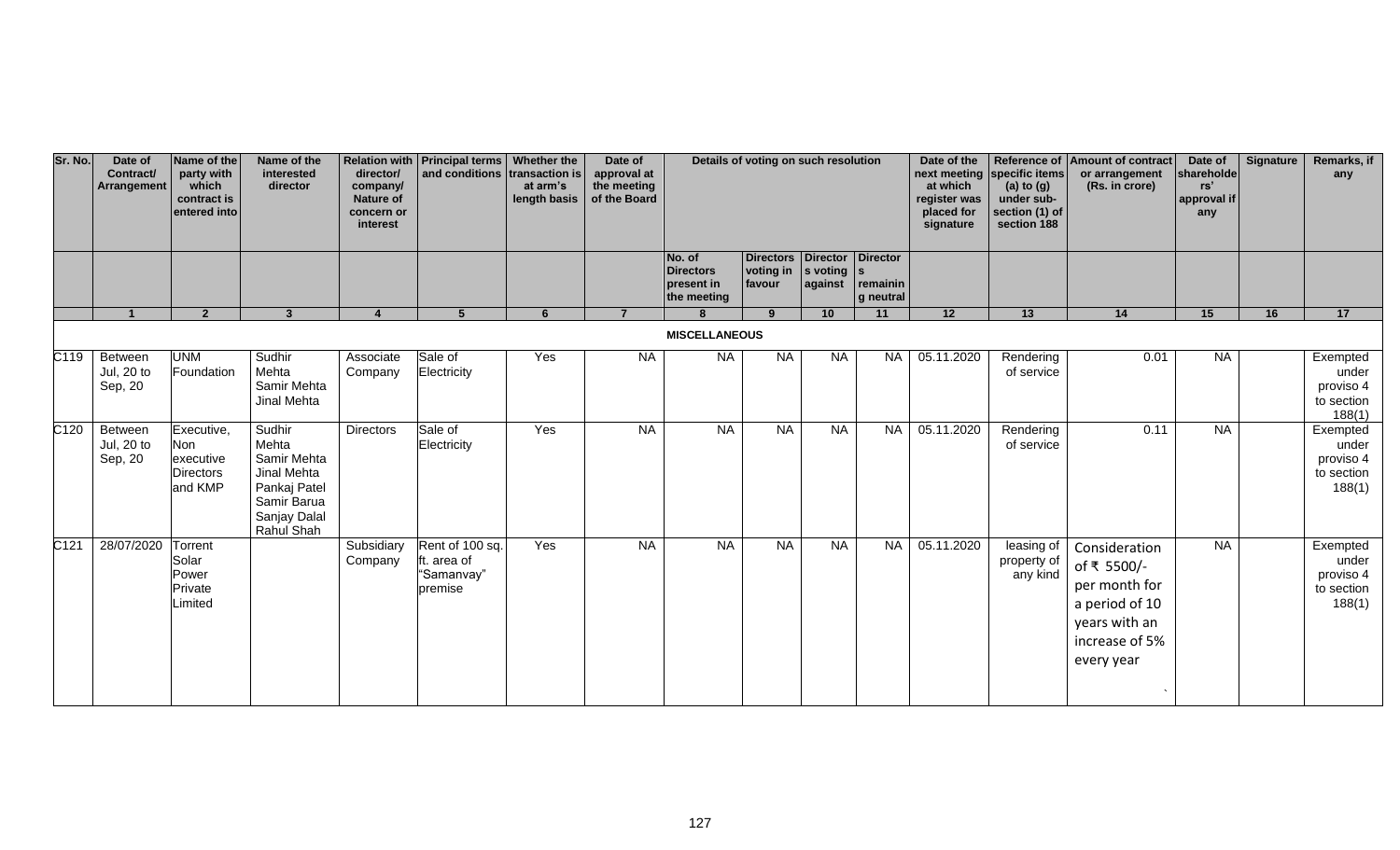| Sr. No. | Date of Contract/ Arrangement | Name of the party with which contract is entered into | Name of the interested director | Relation with director/ company/ Nature of concern or interest | Principal terms and conditions | Whether the transaction is at arm's length basis | Date of approval at the meeting of the Board | Details of voting on such resolution | | | | Date of the next meeting at which register was placed for signature | Reference of specific items (a) to (g) under sub-section (1) of section 188 | Amount of contract or arrangement (Rs. in crore) | Date of shareholders' approval if any | Signature | Remarks, if any |
|---|---|---|---|---|---|---|---|---|---|---|---|---|---|---|---|---|---|
| | | | | | | | | No. of Directors present in the meeting | Directors voting in favour | Directors voting against | Directors remaining neutral | | | | | | |
| | 1 | 2 | 3 | 4 | 5 | 6 | 7 | 8 | 9 | 10 | 11 | 12 | 13 | 14 | 15 | 16 | 17 |
| | | | | | | | | **MISCELLANEOUS** | | | | | | | | | |
| C119 | Between Jul, 20 to Sep, 20 | UNM Foundation | Sudhir Mehta Samir Mehta Jinal Mehta | Associate Company | Sale of Electricity | Yes | NA | NA | NA | NA | NA | 05.11.2020 | Rendering of service | 0.01 | NA | | Exempted under proviso 4 to section 188(1) |
| C120 | Between Jul, 20 to Sep, 20 | Executive, Non executive Directors and KMP | Sudhir Mehta Samir Mehta Jinal Mehta Pankaj Patel Samir Barua Sanjay Dalal Rahul Shah | Directors | Sale of Electricity | Yes | NA | NA | NA | NA | NA | 05.11.2020 | Rendering of service | 0.11 | NA | | Exempted under proviso 4 to section 188(1) |
| C121 | 28/07/2020 | Torrent Solar Power Private Limited | | Subsidiary Company | Rent of 100 sq. ft. area of "Samanvay" premise | Yes | NA | NA | NA | NA | NA | 05.11.2020 | leasing of property of any kind | Consideration of ₹ 5500/- per month for a period of 10 years with an increase of 5% every year | NA | | Exempted under proviso 4 to section 188(1) |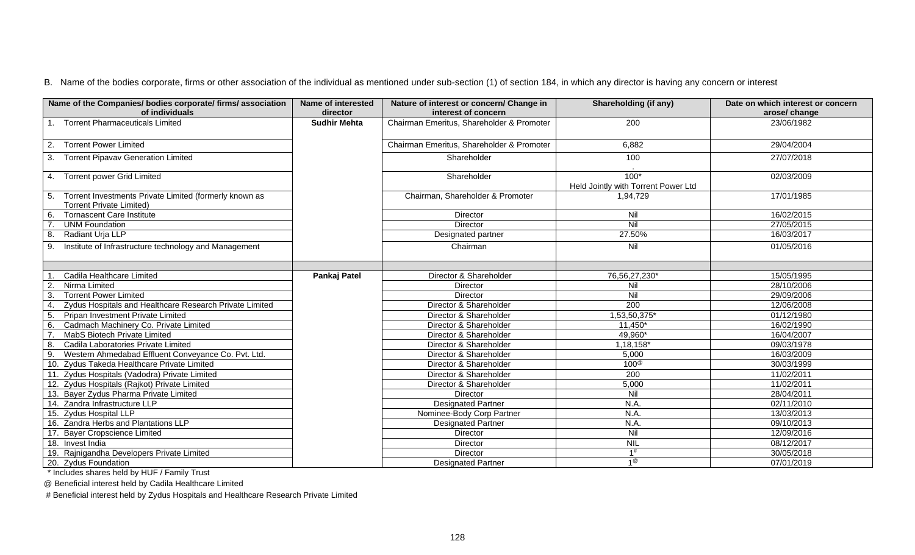B. Name of the bodies corporate, firms or other association of the individual as mentioned under sub-section (1) of section 184, in which any director is having any concern or interest

| Name of the Companies/ bodies corporate/ firms/ association of individuals | Name of interested director | Nature of interest or concern/ Change in interest of concern | Shareholding (if any) | Date on which interest or concern arose/ change |
|---|---|---|---|---|
| 1. Torrent Pharmaceuticals Limited | **Sudhir Mehta** | Chairman Emeritus, Shareholder & Promoter | 200 | 23/06/1982 |
| 2. Torrent Power Limited | | Chairman Emeritus, Shareholder & Promoter | 6,882 | 29/04/2004 |
| 3. Torrent Pipavav Generation Limited | | Shareholder | 100 | 27/07/2018 |
| 4. Torrent power Grid Limited | | Shareholder | 100* Held Jointly with Torrent Power Ltd | 02/03/2009 |
| 5. Torrent Investments Private Limited (formerly known as Torrent Private Limited) | | Chairman, Shareholder & Promoter | 1,94,729 | 17/01/1985 |
| 6. Tornascent Care Institute | | Director | Nil | 16/02/2015 |
| 7. UNM Foundation | | Director | Nil | 27/05/2015 |
| 8. Radiant Urja LLP | | Designated partner | 27.50% | 16/03/2017 |
| 9. Institute of Infrastructure technology and Management | | Chairman | Nil | 01/05/2016 |
| | | | | |
| 1. Cadila Healthcare Limited | **Pankaj Patel** | Director & Shareholder | 76,56,27,230* | 15/05/1995 |
| 2. Nirma Limited | | Director | Nil | 28/10/2006 |
| 3. Torrent Power Limited | | Director | Nil | 29/09/2006 |
| 4. Zydus Hospitals and Healthcare Research Private Limited | | Director & Shareholder | 200 | 12/06/2008 |
| 5. Pripan Investment Private Limited | | Director & Shareholder | 1,53,50,375* | 01/12/1980 |
| 6. Cadmach Machinery Co. Private Limited | | Director & Shareholder | 11,450* | 16/02/1990 |
| 7. MabS Biotech Private Limited | | Director & Shareholder | 49,960* | 16/04/2007 |
| 8. Cadila Laboratories Private Limited | | Director & Shareholder | 1,18,158* | 09/03/1978 |
| 9. Western Ahmedabad Effluent Conveyance Co. Pvt. Ltd. | | Director & Shareholder | 5,000 | 16/03/2009 |
| 10. Zydus Takeda Healthcare Private Limited | | Director & Shareholder | 100@ | 30/03/1999 |
| 11. Zydus Hospitals (Vadodra) Private Limited | | Director & Shareholder | 200 | 11/02/2011 |
| 12. Zydus Hospitals (Rajkot) Private Limited | | Director & Shareholder | 5,000 | 11/02/2011 |
| 13. Bayer Zydus Pharma Private Limited | | Director | Nil | 28/04/2011 |
| 14. Zandra Infrastructure LLP | | Designated Partner | N.A. | 02/11/2010 |
| 15. Zydus Hospital LLP | | Nominee-Body Corp Partner | N.A. | 13/03/2013 |
| 16. Zandra Herbs and Plantations LLP | | Designated Partner | N.A. | 09/10/2013 |
| 17. Bayer Cropscience Limited | | Director | Nil | 12/09/2016 |
| 18. Invest India | | Director | NIL | 08/12/2017 |
| 19. Rajnigandha Developers Private Limited | | Director | 1# | 30/05/2018 |
| 20. Zydus Foundation | | Designated Partner | 1@ | 07/01/2019 |

\* Includes shares held by HUF / Family Trust

@ Beneficial interest held by Cadila Healthcare Limited

\# Beneficial interest held by Zydus Hospitals and Healthcare Research Private Limited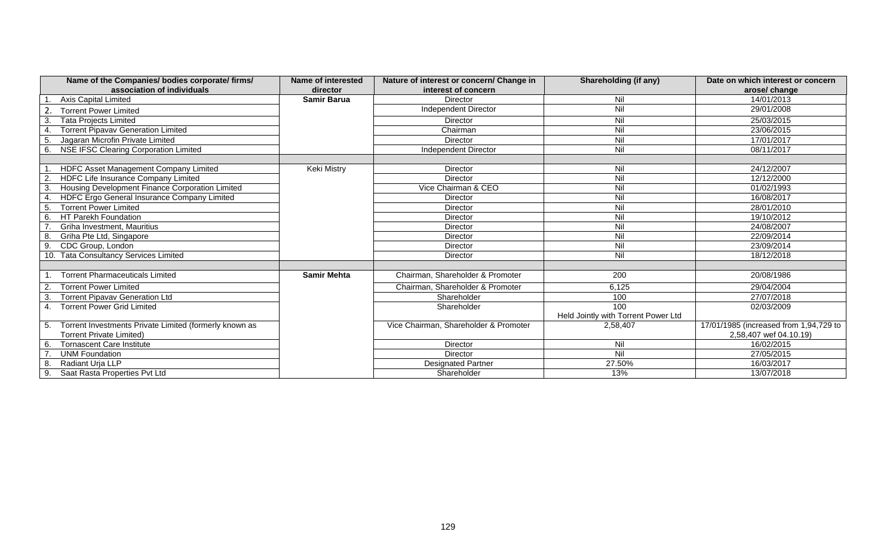| Name of the Companies/ bodies corporate/ firms/ association of individuals | Name of interested director | Nature of interest or concern/ Change in interest of concern | Shareholding (if any) | Date on which interest or concern arose/ change |
|---|---|---|---|---|
| 1. Axis Capital Limited | **Samir Barua** | Director | Nil | 14/01/2013 |
| 2. Torrent Power Limited | | Independent Director | Nil | 29/01/2008 |
| 3. Tata Projects Limited | | Director | Nil | 25/03/2015 |
| 4. Torrent Pipavav Generation Limited | | Chairman | Nil | 23/06/2015 |
| 5. Jagaran Microfin Private Limited | | Director | Nil | 17/01/2017 |
| 6. NSE IFSC Clearing Corporation Limited | | Independent Director | Nil | 08/11/2017 |
| | | | | |
| 1. HDFC Asset Management Company Limited | Keki Mistry | Director | Nil | 24/12/2007 |
| 2. HDFC Life Insurance Company Limited | | Director | Nil | 12/12/2000 |
| 3. Housing Development Finance Corporation Limited | | Vice Chairman & CEO | Nil | 01/02/1993 |
| 4. HDFC Ergo General Insurance Company Limited | | Director | Nil | 16/08/2017 |
| 5. Torrent Power Limited | | Director | Nil | 28/01/2010 |
| 6. HT Parekh Foundation | | Director | Nil | 19/10/2012 |
| 7. Griha Investment, Mauritius | | Director | Nil | 24/08/2007 |
| 8. Griha Pte Ltd, Singapore | | Director | Nil | 22/09/2014 |
| 9. CDC Group, London | | Director | Nil | 23/09/2014 |
| 10. Tata Consultancy Services Limited | | Director | Nil | 18/12/2018 |
| | | | | |
| 1. Torrent Pharmaceuticals Limited | **Samir Mehta** | Chairman, Shareholder & Promoter | 200 | 20/08/1986 |
| 2. Torrent Power Limited | | Chairman, Shareholder & Promoter | 6,125 | 29/04/2004 |
| 3. Torrent Pipavav Generation Ltd | | Shareholder | 100 | 27/07/2018 |
| 4. Torrent Power Grid Limited | | Shareholder | 100 Held Jointly with Torrent Power Ltd | 02/03/2009 |
| 5. Torrent Investments Private Limited (formerly known as Torrent Private Limited) | | Vice Chairman, Shareholder & Promoter | 2,58,407 | 17/01/1985 (increased from 1,94,729 to 2,58,407 wef 04.10.19) |
| 6. Tornascent Care Institute | | Director | Nil | 16/02/2015 |
| 7. UNM Foundation | | Director | Nil | 27/05/2015 |
| 8. Radiant Urja LLP | | Designated Partner | 27.50% | 16/03/2017 |
| 9. Saat Rasta Properties Pvt Ltd | | Shareholder | 13% | 13/07/2018 |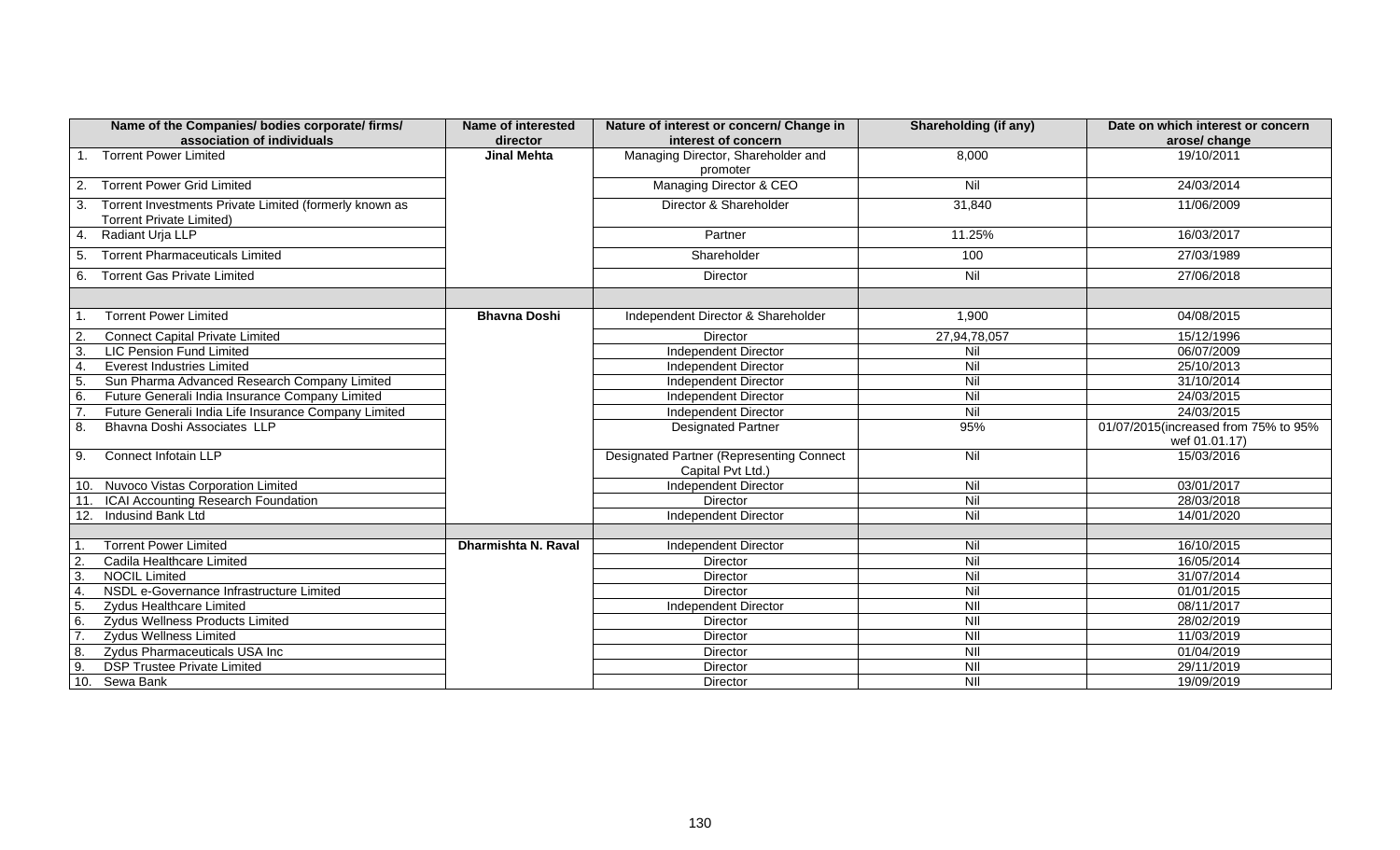| Name of the Companies/ bodies corporate/ firms/ association of individuals | Name of interested director | Nature of interest or concern/ Change in interest of concern | Shareholding (if any) | Date on which interest or concern arose/ change |
|---|---|---|---|---|
| 1. Torrent Power Limited | **Jinal Mehta** | Managing Director, Shareholder and promoter | 8,000 | 19/10/2011 |
| 2. Torrent Power Grid Limited | | Managing Director & CEO | Nil | 24/03/2014 |
| 3. Torrent Investments Private Limited (formerly known as Torrent Private Limited) | | Director & Shareholder | 31,840 | 11/06/2009 |
| 4. Radiant Urja LLP | | Partner | 11.25% | 16/03/2017 |
| 5. Torrent Pharmaceuticals Limited | | Shareholder | 100 | 27/03/1989 |
| 6. Torrent Gas Private Limited | | Director | Nil | 27/06/2018 |
| | | | | |
| 1. Torrent Power Limited | **Bhavna Doshi** | Independent Director & Shareholder | 1,900 | 04/08/2015 |
| 2. Connect Capital Private Limited | | Director | 27,94,78,057 | 15/12/1996 |
| 3. LIC Pension Fund Limited | | Independent Director | Nil | 06/07/2009 |
| 4. Everest Industries Limited | | Independent Director | Nil | 25/10/2013 |
| 5. Sun Pharma Advanced Research Company Limited | | Independent Director | Nil | 31/10/2014 |
| 6. Future Generali India Insurance Company Limited | | Independent Director | Nil | 24/03/2015 |
| 7. Future Generali India Life Insurance Company Limited | | Independent Director | Nil | 24/03/2015 |
| 8. Bhavna Doshi Associates LLP | | Designated Partner | 95% | 01/07/2015(increased from 75% to 95% wef 01.01.17) |
| 9. Connect Infotain LLP | | Designated Partner (Representing Connect Capital Pvt Ltd.) | Nil | 15/03/2016 |
| 10. Nuvoco Vistas Corporation Limited | | Independent Director | Nil | 03/01/2017 |
| 11. ICAI Accounting Research Foundation | | Director | Nil | 28/03/2018 |
| 12. Indusind Bank Ltd | | Independent Director | Nil | 14/01/2020 |
| | | | | |
| 1. Torrent Power Limited | **Dharmishta N. Raval** | Independent Director | Nil | 16/10/2015 |
| 2. Cadila Healthcare Limited | | Director | Nil | 16/05/2014 |
| 3. NOCIL Limited | | Director | Nil | 31/07/2014 |
| 4. NSDL e-Governance Infrastructure Limited | | Director | Nil | 01/01/2015 |
| 5. Zydus Healthcare Limited | | Independent Director | NIl | 08/11/2017 |
| 6. Zydus Wellness Products Limited | | Director | NIl | 28/02/2019 |
| 7. Zydus Wellness Limited | | Director | NIl | 11/03/2019 |
| 8. Zydus Pharmaceuticals USA Inc | | Director | NIl | 01/04/2019 |
| 9. DSP Trustee Private Limited | | Director | NIl | 29/11/2019 |
| 10. Sewa Bank | | Director | NIl | 19/09/2019 |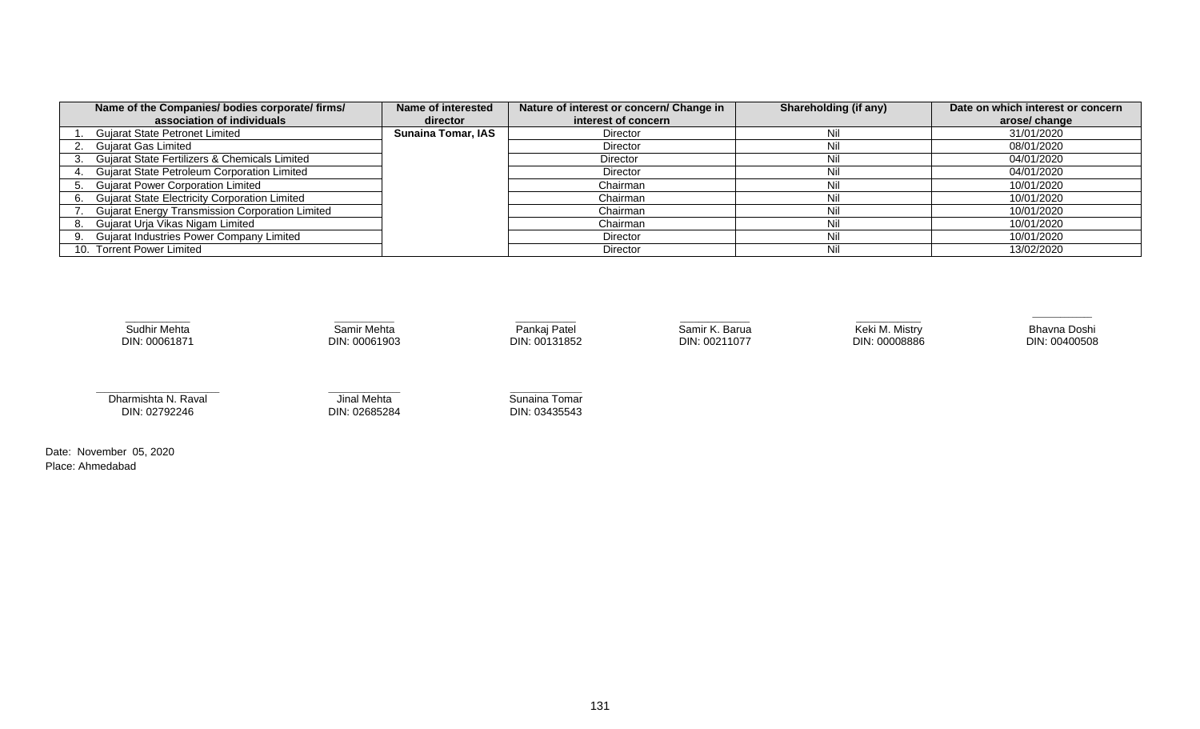| Name of the Companies/ bodies corporate/ firms/ association of individuals | Name of interested director | Nature of interest or concern/ Change in interest of concern | Shareholding (if any) | Date on which interest or concern arose/ change |
|---|---|---|---|---|
| 1. Gujarat State Petronet Limited | **Sunaina Tomar, IAS** | Director | Nil | 31/01/2020 |
| 2. Gujarat Gas Limited | | Director | Nil | 08/01/2020 |
| 3. Gujarat State Fertilizers & Chemicals Limited | | Director | Nil | 04/01/2020 |
| 4. Gujarat State Petroleum Corporation Limited | | Director | Nil | 04/01/2020 |
| 5. Gujarat Power Corporation Limited | | Chairman | Nil | 10/01/2020 |
| 6. Gujarat State Electricity Corporation Limited | | Chairman | Nil | 10/01/2020 |
| 7. Gujarat Energy Transmission Corporation Limited | | Chairman | Nil | 10/01/2020 |
| 8. Gujarat Urja Vikas Nigam Limited | | Chairman | Nil | 10/01/2020 |
| 9. Gujarat Industries Power Company Limited | | Director | Nil | 10/01/2020 |
| 10. Torrent Power Limited | | Director | Nil | 13/02/2020 |

| | | | | | |
|---|---|---|---|---|---|
| Sudhir Mehta<br>DIN: 00061871 | Samir Mehta<br>DIN: 00061903 | Pankaj Patel<br>DIN: 00131852 | Samir K. Barua<br>DIN: 00211077 | Keki M. Mistry<br>DIN: 00008886 | Bhavna Doshi<br>DIN: 00400508 |
| Dharmishta N. Raval<br>DIN: 02792246 | Jinal Mehta<br>DIN: 02685284 | Sunaina Tomar<br>DIN: 03435543 | | | |

Date: November 05, 2020
Place: Ahmedabad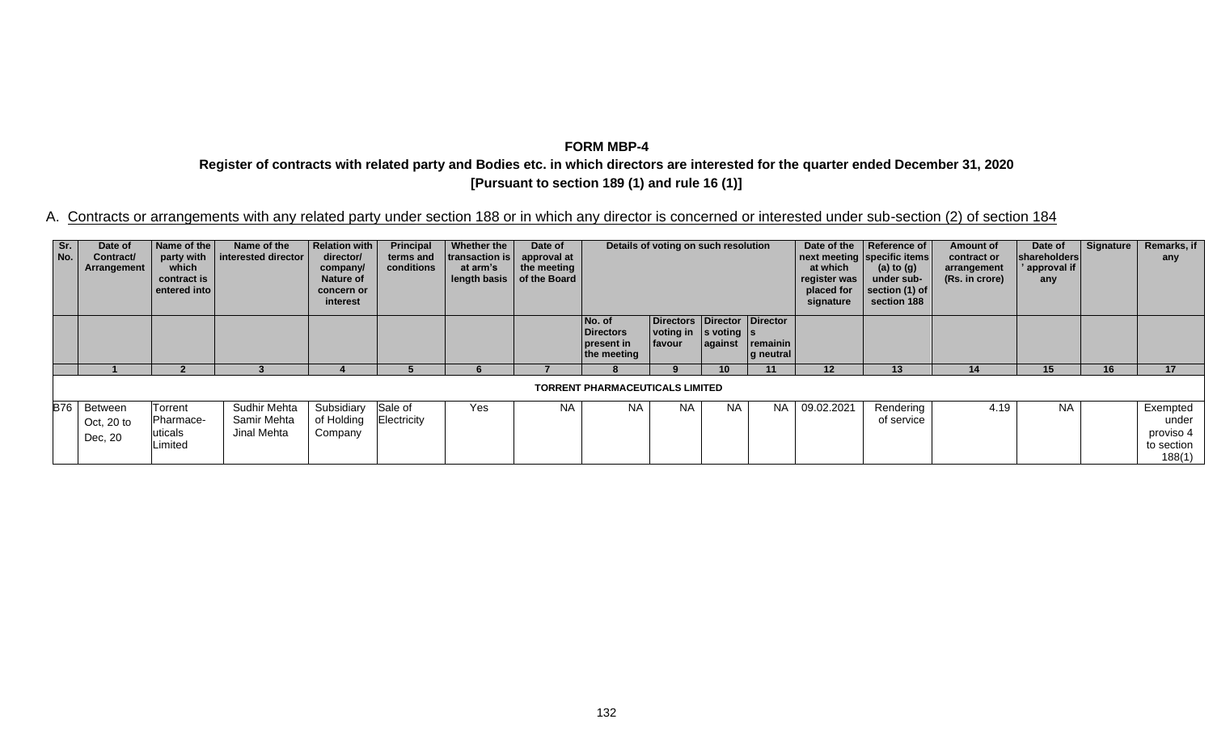**FORM MBP-4**

**Register of contracts with related party and Bodies etc. in which directors are interested for the quarter ended December 31, 2020**

**[Pursuant to section 189 (1) and rule 16 (1)]**

A. Contracts or arrangements with any related party under section 188 or in which any director is concerned or interested under sub-section (2) of section 184

| Sr. No. | Date of Contract/ Arrangement | Name of the party with which contract is entered into | Name of the interested director | Relation with director/ company/ Nature of concern or interest | Principal terms and conditions | Whether the transaction is at arm's length basis | Date of approval at the meeting of the Board | Details of voting on such resolution | | | | Date of the next meeting at which register was placed for signature | Reference of specific items (a) to (g) under sub-section (1) of section 188 | Amount of contract or arrangement (Rs. in crore) | Date of shareholders' approval if any | Signature | Remarks, if any |
|---|---|---|---|---|---|---|---|---|---|---|---|---|---|---|---|---|---|
| | | | | | | | | No. of Directors present in the meeting | Directors voting in favour | Directors voting against | Directors remaining neutral | | | | | | |
| | 1 | 2 | 3 | 4 | 5 | 6 | 7 | 8 | 9 | 10 | 11 | 12 | 13 | 14 | 15 | 16 | 17 |
| | | | | | | | | **TORRENT PHARMACEUTICALS LIMITED** | | | | | | | | | |
| B76 | Between Oct, 20 to Dec, 20 | Torrent Pharmaceuticals Limited | Sudhir Mehta Samir Mehta Jinal Mehta | Subsidiary of Holding Company | Sale of Electricity | Yes | NA | NA | NA | NA | NA | 09.02.2021 | Rendering of service | 4.19 | NA | | Exempted under proviso 4 to section 188(1) |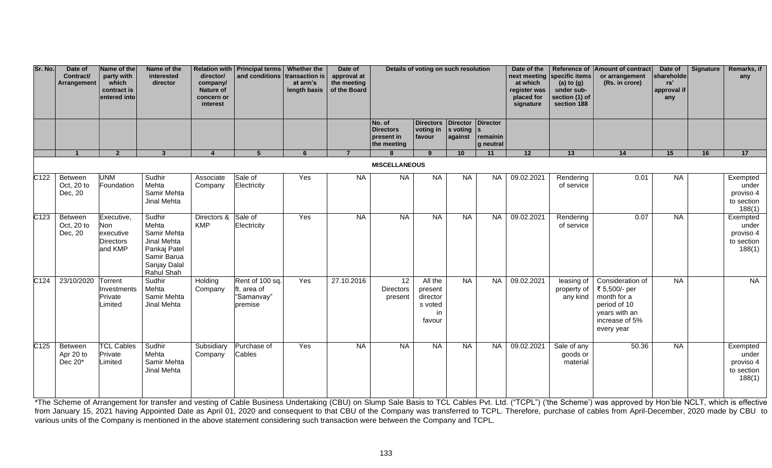| Sr. No. | Date of Contract/ Arrangement | Name of the party with which contract is entered into | Name of the interested director | Relation with director/ company/ Nature of concern or interest | Principal terms and conditions | Whether the transaction is at arm's length basis | Date of approval at the meeting of the Board | Details of voting on such resolution | | | | Date of the next meeting at which register was placed for signature | Reference of specific items (a) to (g) under sub-section (1) of section 188 | Amount of contract or arrangement (Rs. in crore) | Date of shareholders' approval if any | Signature | Remarks, if any |
|---|---|---|---|---|---|---|---|---|---|---|---|---|---|---|---|---|---|
| | | | | | | | | No. of Directors present in the meeting | Directors voting in favour | Directors voting against | Directors remaining neutral | | | | | | |
| | 1 | 2 | 3 | 4 | 5 | 6 | 7 | 8 | 9 | 10 | 11 | 12 | 13 | 14 | 15 | 16 | 17 |
| | | | | | | | | **MISCELLANEOUS** | | | | | | | | | |
| C122 | Between Oct, 20 to Dec, 20 | UNM Foundation | Sudhir Mehta Samir Mehta Jinal Mehta | Associate Company | Sale of Electricity | Yes | NA | NA | NA | NA | NA | 09.02.2021 | Rendering of service | 0.01 | NA | | Exempted under proviso 4 to section 188(1) |
| C123 | Between Oct, 20 to Dec, 20 | Executive, Non executive Directors and KMP | Sudhir Mehta Samir Mehta Jinal Mehta Pankaj Patel Samir Barua Sanjay Dalal Rahul Shah | Directors & KMP | Sale of Electricity | Yes | NA | NA | NA | NA | NA | 09.02.2021 | Rendering of service | 0.07 | NA | | Exempted under proviso 4 to section 188(1) |
| C124 | 23/10/2020 | Torrent Investments Private Limited | Sudhir Mehta Samir Mehta Jinal Mehta | Holding Company | Rent of 100 sq. ft. area of "Samanvay" premise | Yes | 27.10.2016 | 12 Directors present | All the present directors voted in favour | NA | NA | 09.02.2021 | leasing of property of any kind | Consideration of ₹ 5,500/- per month for a period of 10 years with an increase of 5% every year | NA | | NA |
| C125 | Between Apr 20 to Dec 20* | TCL Cables Private Limited | Sudhir Mehta Samir Mehta Jinal Mehta | Subsidiary Company | Purchase of Cables | Yes | NA | NA | NA | NA | NA | 09.02.2021 | Sale of any goods or material | 50.36 | NA | | Exempted under proviso 4 to section 188(1) |

*The Scheme of Arrangement for transfer and vesting of Cable Business Undertaking (CBU) on Slump Sale Basis to TCL Cables Pvt. Ltd. ("TCPL") ('the Scheme') was approved by Hon'ble NCLT, which is effective from January 15, 2021 having Appointed Date as April 01, 2020 and consequent to that CBU of the Company was transferred to TCPL. Therefore, purchase of cables from April-December, 2020 made by CBU to various units of the Company is mentioned in the above statement considering such transaction were between the Company and TCPL.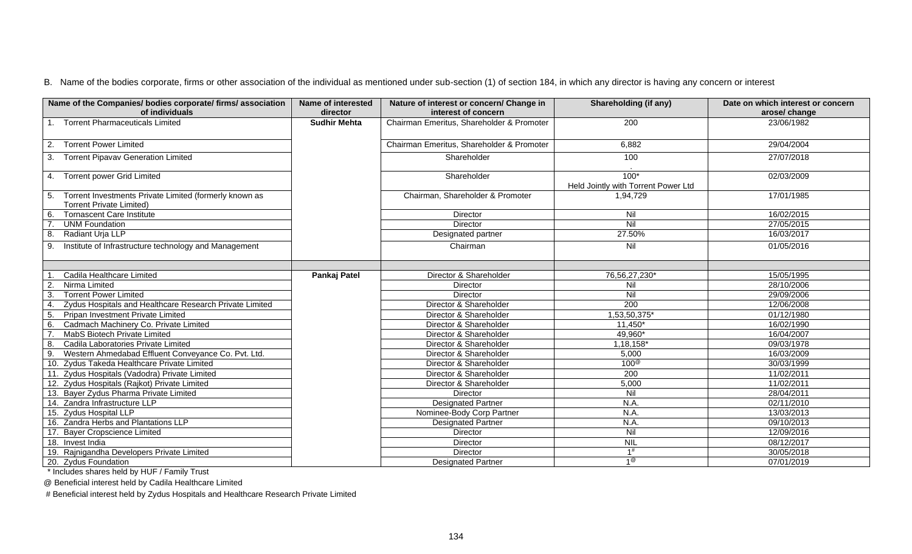B. Name of the bodies corporate, firms or other association of the individual as mentioned under sub-section (1) of section 184, in which any director is having any concern or interest

| Name of the Companies/ bodies corporate/ firms/ association of individuals | Name of interested director | Nature of interest or concern/ Change in interest of concern | Shareholding (if any) | Date on which interest or concern arose/ change |
|---|---|---|---|---|
| 1. Torrent Pharmaceuticals Limited | **Sudhir Mehta** | Chairman Emeritus, Shareholder & Promoter | 200 | 23/06/1982 |
| 2. Torrent Power Limited | | Chairman Emeritus, Shareholder & Promoter | 6,882 | 29/04/2004 |
| 3. Torrent Pipavav Generation Limited | | Shareholder | 100 | 27/07/2018 |
| 4. Torrent power Grid Limited | | Shareholder | 100* Held Jointly with Torrent Power Ltd | 02/03/2009 |
| 5. Torrent Investments Private Limited (formerly known as Torrent Private Limited) | | Chairman, Shareholder & Promoter | 1,94,729 | 17/01/1985 |
| 6. Tornascent Care Institute | | Director | Nil | 16/02/2015 |
| 7. UNM Foundation | | Director | Nil | 27/05/2015 |
| 8. Radiant Urja LLP | | Designated partner | 27.50% | 16/03/2017 |
| 9. Institute of Infrastructure technology and Management | | Chairman | Nil | 01/05/2016 |
| | | | | |
| 1. Cadila Healthcare Limited | **Pankaj Patel** | Director & Shareholder | 76,56,27,230* | 15/05/1995 |
| 2. Nirma Limited | | Director | Nil | 28/10/2006 |
| 3. Torrent Power Limited | | Director | Nil | 29/09/2006 |
| 4. Zydus Hospitals and Healthcare Research Private Limited | | Director & Shareholder | 200 | 12/06/2008 |
| 5. Pripan Investment Private Limited | | Director & Shareholder | 1,53,50,375* | 01/12/1980 |
| 6. Cadmach Machinery Co. Private Limited | | Director & Shareholder | 11,450* | 16/02/1990 |
| 7. MabS Biotech Private Limited | | Director & Shareholder | 49,960* | 16/04/2007 |
| 8. Cadila Laboratories Private Limited | | Director & Shareholder | 1,18,158* | 09/03/1978 |
| 9. Western Ahmedabad Effluent Conveyance Co. Pvt. Ltd. | | Director & Shareholder | 5,000 | 16/03/2009 |
| 10. Zydus Takeda Healthcare Private Limited | | Director & Shareholder | 100@ | 30/03/1999 |
| 11. Zydus Hospitals (Vadodra) Private Limited | | Director & Shareholder | 200 | 11/02/2011 |
| 12. Zydus Hospitals (Rajkot) Private Limited | | Director & Shareholder | 5,000 | 11/02/2011 |
| 13. Bayer Zydus Pharma Private Limited | | Director | Nil | 28/04/2011 |
| 14. Zandra Infrastructure LLP | | Designated Partner | N.A. | 02/11/2010 |
| 15. Zydus Hospital LLP | | Nominee-Body Corp Partner | N.A. | 13/03/2013 |
| 16. Zandra Herbs and Plantations LLP | | Designated Partner | N.A. | 09/10/2013 |
| 17. Bayer Cropscience Limited | | Director | Nil | 12/09/2016 |
| 18. Invest India | | Director | NIL | 08/12/2017 |
| 19. Rajnigandha Developers Private Limited | | Director | 1# | 30/05/2018 |
| 20. Zydus Foundation | | Designated Partner | 1@ | 07/01/2019 |

\* Includes shares held by HUF / Family Trust

@ Beneficial interest held by Cadila Healthcare Limited

\# Beneficial interest held by Zydus Hospitals and Healthcare Research Private Limited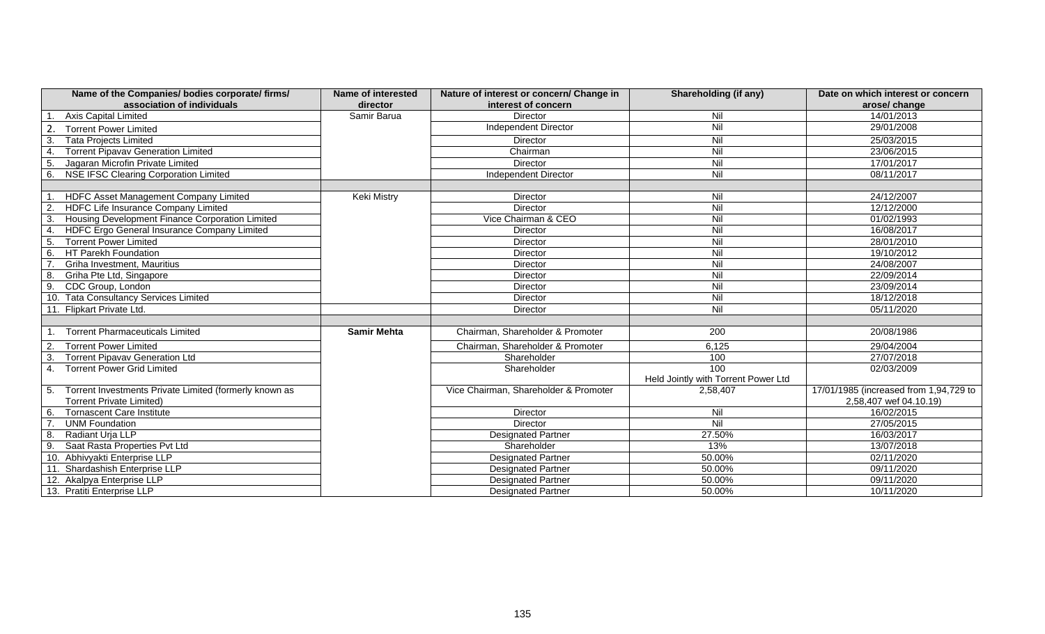| Name of the Companies/ bodies corporate/ firms/ association of individuals | Name of interested director | Nature of interest or concern/ Change in interest of concern | Shareholding (if any) | Date on which interest or concern arose/ change |
|---|---|---|---|---|
| 1. Axis Capital Limited | Samir Barua | Director | Nil | 14/01/2013 |
| 2. Torrent Power Limited | | Independent Director | Nil | 29/01/2008 |
| 3. Tata Projects Limited | | Director | Nil | 25/03/2015 |
| 4. Torrent Pipavav Generation Limited | | Chairman | Nil | 23/06/2015 |
| 5. Jagaran Microfin Private Limited | | Director | Nil | 17/01/2017 |
| 6. NSE IFSC Clearing Corporation Limited | | Independent Director | Nil | 08/11/2017 |
| | | | | |
| 1. HDFC Asset Management Company Limited | Keki Mistry | Director | Nil | 24/12/2007 |
| 2. HDFC Life Insurance Company Limited | | Director | Nil | 12/12/2000 |
| 3. Housing Development Finance Corporation Limited | | Vice Chairman & CEO | Nil | 01/02/1993 |
| 4. HDFC Ergo General Insurance Company Limited | | Director | Nil | 16/08/2017 |
| 5. Torrent Power Limited | | Director | Nil | 28/01/2010 |
| 6. HT Parekh Foundation | | Director | Nil | 19/10/2012 |
| 7. Griha Investment, Mauritius | | Director | Nil | 24/08/2007 |
| 8. Griha Pte Ltd, Singapore | | Director | Nil | 22/09/2014 |
| 9. CDC Group, London | | Director | Nil | 23/09/2014 |
| 10. Tata Consultancy Services Limited | | Director | Nil | 18/12/2018 |
| 11. Flipkart Private Ltd. | | Director | Nil | 05/11/2020 |
| | | | | |
| 1. Torrent Pharmaceuticals Limited | **Samir Mehta** | Chairman, Shareholder & Promoter | 200 | 20/08/1986 |
| 2. Torrent Power Limited | | Chairman, Shareholder & Promoter | 6,125 | 29/04/2004 |
| 3. Torrent Pipavav Generation Ltd | | Shareholder | 100 | 27/07/2018 |
| 4. Torrent Power Grid Limited | | Shareholder | 100 Held Jointly with Torrent Power Ltd | 02/03/2009 |
| 5. Torrent Investments Private Limited (formerly known as Torrent Private Limited) | | Vice Chairman, Shareholder & Promoter | 2,58,407 | 17/01/1985 (increased from 1,94,729 to 2,58,407 wef 04.10.19) |
| 6. Tornascent Care Institute | | Director | Nil | 16/02/2015 |
| 7. UNM Foundation | | Director | Nil | 27/05/2015 |
| 8. Radiant Urja LLP | | Designated Partner | 27.50% | 16/03/2017 |
| 9. Saat Rasta Properties Pvt Ltd | | Shareholder | 13% | 13/07/2018 |
| 10. Abhivyakti Enterprise LLP | | Designated Partner | 50.00% | 02/11/2020 |
| 11. Shardashish Enterprise LLP | | Designated Partner | 50.00% | 09/11/2020 |
| 12. Akalpya Enterprise LLP | | Designated Partner | 50.00% | 09/11/2020 |
| 13. Pratiti Enterprise LLP | | Designated Partner | 50.00% | 10/11/2020 |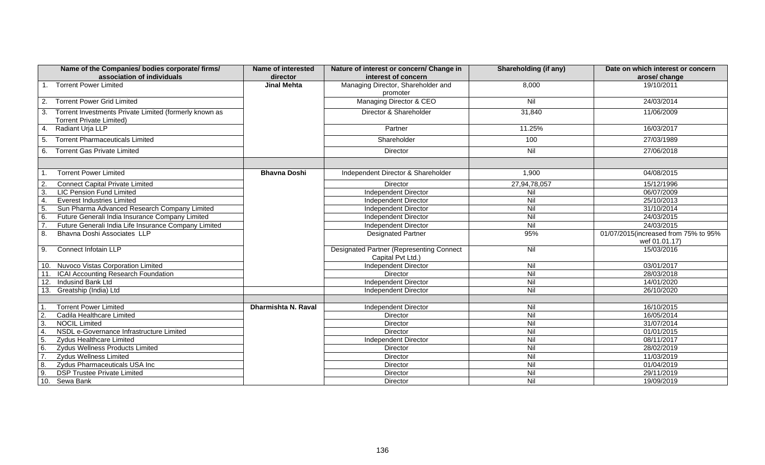| Name of the Companies/ bodies corporate/ firms/ association of individuals | Name of interested director | Nature of interest or concern/ Change in interest of concern | Shareholding (if any) | Date on which interest or concern arose/ change |
|---|---|---|---|---|
| 1. Torrent Power Limited | **Jinal Mehta** | Managing Director, Shareholder and promoter | 8,000 | 19/10/2011 |
| 2. Torrent Power Grid Limited | | Managing Director & CEO | Nil | 24/03/2014 |
| 3. Torrent Investments Private Limited (formerly known as Torrent Private Limited) | | Director & Shareholder | 31,840 | 11/06/2009 |
| 4. Radiant Urja LLP | | Partner | 11.25% | 16/03/2017 |
| 5. Torrent Pharmaceuticals Limited | | Shareholder | 100 | 27/03/1989 |
| 6. Torrent Gas Private Limited | | Director | Nil | 27/06/2018 |
| | | | | |
| 1. Torrent Power Limited | **Bhavna Doshi** | Independent Director & Shareholder | 1,900 | 04/08/2015 |
| 2. Connect Capital Private Limited | | Director | 27,94,78,057 | 15/12/1996 |
| 3. LIC Pension Fund Limited | | Independent Director | Nil | 06/07/2009 |
| 4. Everest Industries Limited | | Independent Director | Nil | 25/10/2013 |
| 5. Sun Pharma Advanced Research Company Limited | | Independent Director | Nil | 31/10/2014 |
| 6. Future Generali India Insurance Company Limited | | Independent Director | Nil | 24/03/2015 |
| 7. Future Generali India Life Insurance Company Limited | | Independent Director | Nil | 24/03/2015 |
| 8. Bhavna Doshi Associates LLP | | Designated Partner | 95% | 01/07/2015(increased from 75% to 95% wef 01.01.17) |
| 9. Connect Infotain LLP | | Designated Partner (Representing Connect Capital Pvt Ltd.) | Nil | 15/03/2016 |
| 10. Nuvoco Vistas Corporation Limited | | Independent Director | Nil | 03/01/2017 |
| 11. ICAI Accounting Research Foundation | | Director | Nil | 28/03/2018 |
| 12. Indusind Bank Ltd | | Independent Director | Nil | 14/01/2020 |
| 13. Greatship (India) Ltd | | Independent Director | Nil | 26/10/2020 |
| | | | | |
| 1. Torrent Power Limited | **Dharmishta N. Raval** | Independent Director | Nil | 16/10/2015 |
| 2. Cadila Healthcare Limited | | Director | Nil | 16/05/2014 |
| 3. NOCIL Limited | | Director | Nil | 31/07/2014 |
| 4. NSDL e-Governance Infrastructure Limited | | Director | Nil | 01/01/2015 |
| 5. Zydus Healthcare Limited | | Independent Director | Nil | 08/11/2017 |
| 6. Zydus Wellness Products Limited | | Director | Nil | 28/02/2019 |
| 7. Zydus Wellness Limited | | Director | Nil | 11/03/2019 |
| 8. Zydus Pharmaceuticals USA Inc | | Director | Nil | 01/04/2019 |
| 9. DSP Trustee Private Limited | | Director | Nil | 29/11/2019 |
| 10. Sewa Bank | | Director | Nil | 19/09/2019 |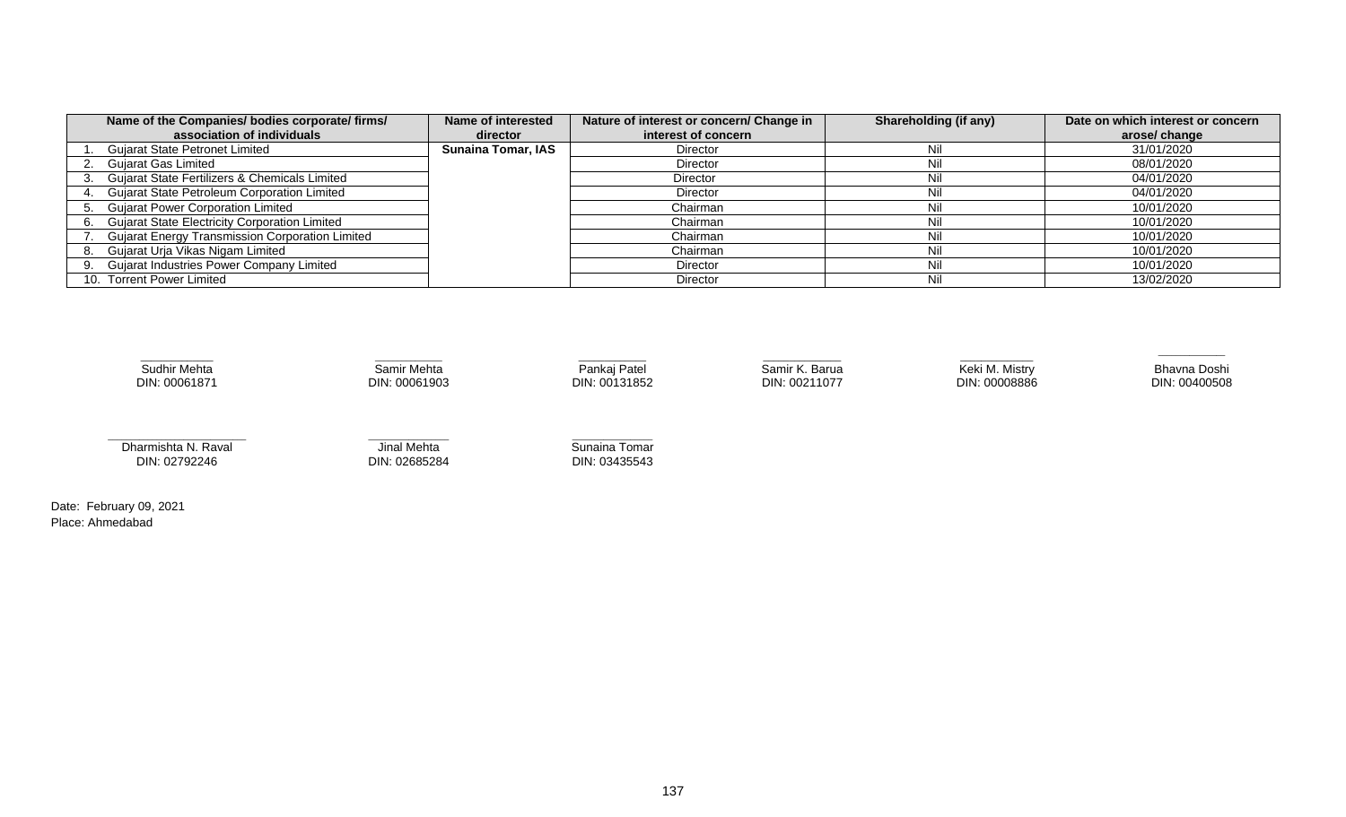| Name of the Companies/ bodies corporate/ firms/ association of individuals | Name of interested director | Nature of interest or concern/ Change in interest of concern | Shareholding (if any) | Date on which interest or concern arose/ change |
|---|---|---|---|---|
| 1. Gujarat State Petronet Limited | **Sunaina Tomar, IAS** | Director | Nil | 31/01/2020 |
| 2. Gujarat Gas Limited | | Director | Nil | 08/01/2020 |
| 3. Gujarat State Fertilizers & Chemicals Limited | | Director | Nil | 04/01/2020 |
| 4. Gujarat State Petroleum Corporation Limited | | Director | Nil | 04/01/2020 |
| 5. Gujarat Power Corporation Limited | | Chairman | Nil | 10/01/2020 |
| 6. Gujarat State Electricity Corporation Limited | | Chairman | Nil | 10/01/2020 |
| 7. Gujarat Energy Transmission Corporation Limited | | Chairman | Nil | 10/01/2020 |
| 8. Gujarat Urja Vikas Nigam Limited | | Chairman | Nil | 10/01/2020 |
| 9. Gujarat Industries Power Company Limited | | Director | Nil | 10/01/2020 |
| 10. Torrent Power Limited | | Director | Nil | 13/02/2020 |

Sudhir Mehta
DIN: 00061871

Samir Mehta
DIN: 00061903

Pankaj Patel
DIN: 00131852

Samir K. Barua
DIN: 00211077

Keki M. Mistry
DIN: 00008886

Bhavna Doshi
DIN: 00400508

Dharmishta N. Raval
DIN: 02792246

Jinal Mehta
DIN: 02685284

Sunaina Tomar
DIN: 03435543

Date: February 09, 2021
Place: Ahmedabad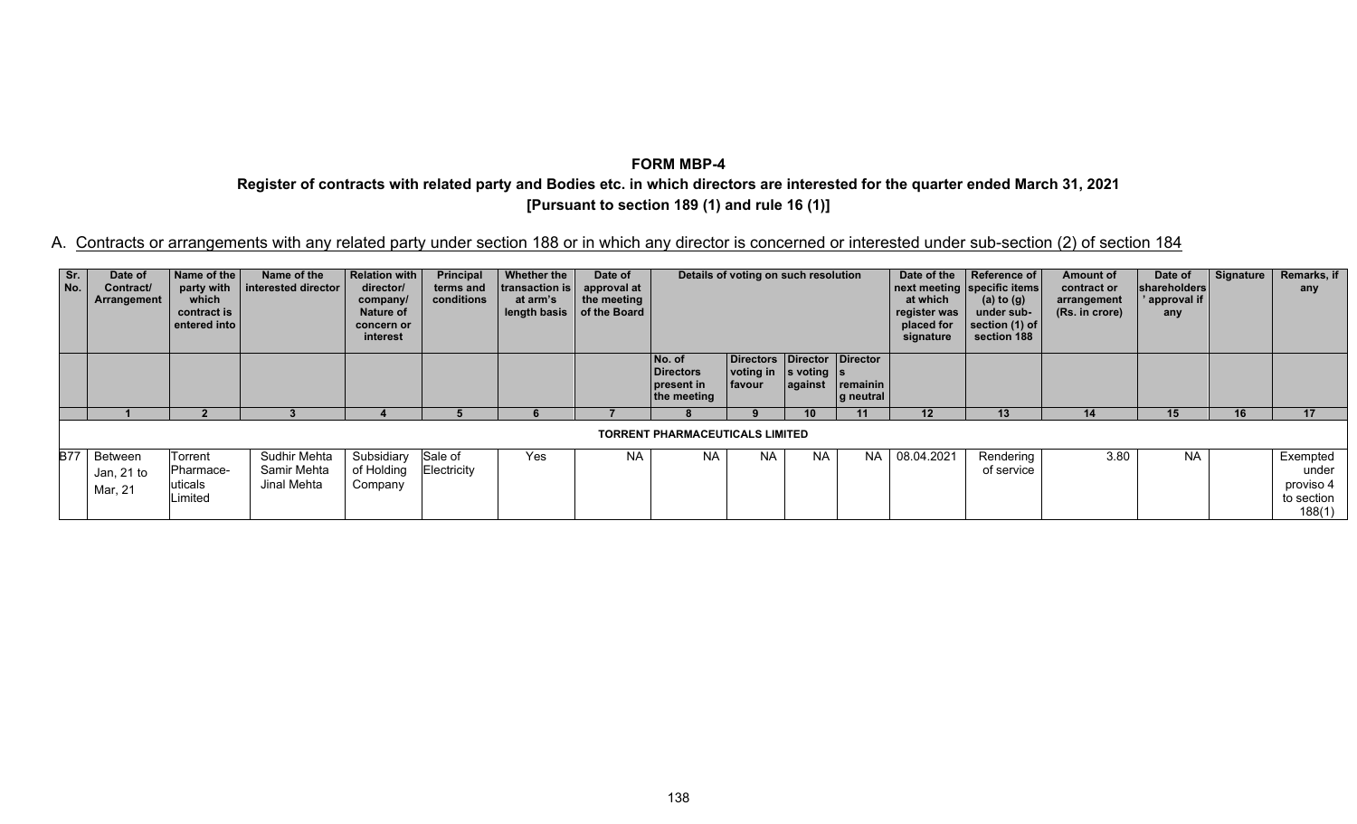**FORM MBP-4**

**Register of contracts with related party and Bodies etc. in which directors are interested for the quarter ended March 31, 2021**

**[Pursuant to section 189 (1) and rule 16 (1)]**

A. Contracts or arrangements with any related party under section 188 or in which any director is concerned or interested under sub-section (2) of section 184

| Sr. No. | Date of Contract/ Arrangement | Name of the party with which contract is entered into | Name of the interested director | Relation with director/ company/ Nature of concern or interest | Principal terms and conditions | Whether the transaction is at arm's length basis | Date of approval at the meeting of the Board | Details of voting on such resolution | | | | Date of the next meeting at which register was placed for signature | Reference of specific items (a) to (g) under sub-section (1) of section 188 | Amount of contract or arrangement (Rs. in crore) | Date of shareholders' approval if any | Signature | Remarks, if any |
|---|---|---|---|---|---|---|---|---|---|---|---|---|---|---|---|---|---|
| | | | | | | | | No. of Directors present in the meeting | Directors voting in favour | Directors voting against | Directors remaining neutral | | | | | | |
| | 1 | 2 | 3 | 4 | 5 | 6 | 7 | 8 | 9 | 10 | 11 | 12 | 13 | 14 | 15 | 16 | 17 |
| | | | | | | | **TORRENT PHARMACEUTICALS LIMITED** | | | | | | | | | | |
| B77 | Between Jan, 21 to Mar, 21 | Torrent Pharmaceuticals Limited | Sudhir Mehta Samir Mehta Jinal Mehta | Subsidiary of Holding Company | Sale of Electricity | Yes | NA | NA | NA | NA | NA | 08.04.2021 | Rendering of service | 3.80 | NA | | Exempted under proviso 4 to section 188(1) |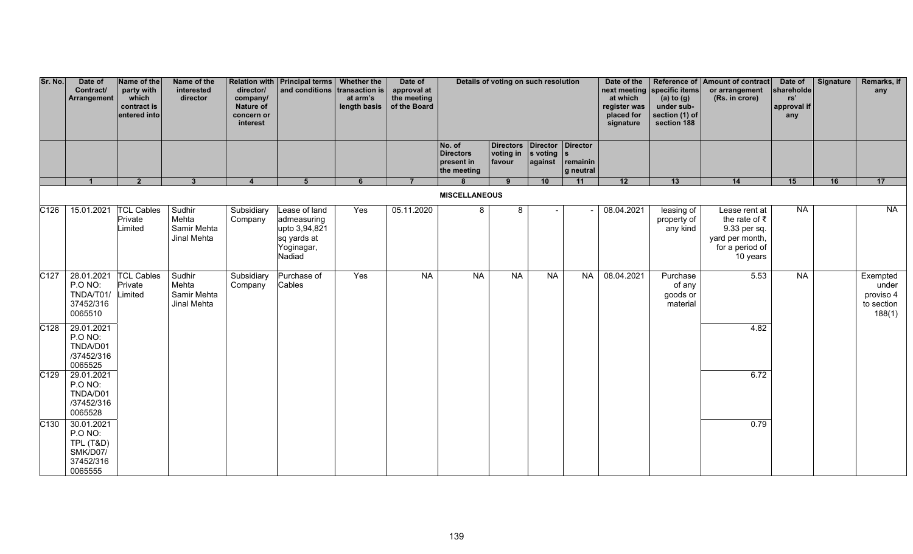| Sr. No. | Date of Contract/ Arrangement | Name of the party with which contract is entered into | Name of the interested director | Relation with director/ company/ Nature of concern or interest | Principal terms and conditions | Whether the transaction is at arm's length basis | Date of approval at the meeting of the Board | Details of voting on such resolution | | | | Date of the next meeting at which register was placed for signature | Reference of specific items (a) to (g) under sub-section (1) of section 188 | Amount of contract or arrangement (Rs. in crore) | Date of shareholders' approval if any | Signature | Remarks, if any |
|---|---|---|---|---|---|---|---|---|---|---|---|---|---|---|---|---|---|
| | | | | | | | | No. of Directors present in the meeting | Directors voting in favour | Directors voting against | Directors remaining neutral | | | | | | |
| | 1 | 2 | 3 | 4 | 5 | 6 | 7 | 8 | 9 | 10 | 11 | 12 | 13 | 14 | 15 | 16 | 17 |
| | | | | | | | | **MISCELLANEOUS** | | | | | | | | | |
| C126 | 15.01.2021 | TCL Cables Private Limited | Sudhir Mehta Samir Mehta Jinal Mehta | Subsidiary Company | Lease of land admeasuring upto 3,94,821 sq yards at Yoginagar, Nadiad | Yes | 05.11.2020 | 8 | 8 | - | - | 08.04.2021 | leasing of property of any kind | Lease rent at the rate of ₹ 9.33 per sq. yard per month, for a period of 10 years | NA | | NA |
| C127 | 28.01.2021 P.O NO: TNDA/T01/ 37452/316 0065510 | TCL Cables Private Limited | Sudhir Mehta Samir Mehta Jinal Mehta | Subsidiary Company | Purchase of Cables | Yes | NA | NA | NA | NA | NA | 08.04.2021 | Purchase of any goods or material | 5.53 | NA | | Exempted under proviso 4 to section 188(1) |
| C128 | 29.01.2021 P.O NO: TNDA/D01 /37452/316 0065525 | | | | | | | | | | | | | 4.82 | | | |
| C129 | 29.01.2021 P.O NO: TNDA/D01 /37452/316 0065528 | | | | | | | | | | | | | 6.72 | | | |
| C130 | 30.01.2021 P.O NO: TPL (T&D) SMK/D07/ 37452/316 0065555 | | | | | | | | | | | | | 0.79 | | | |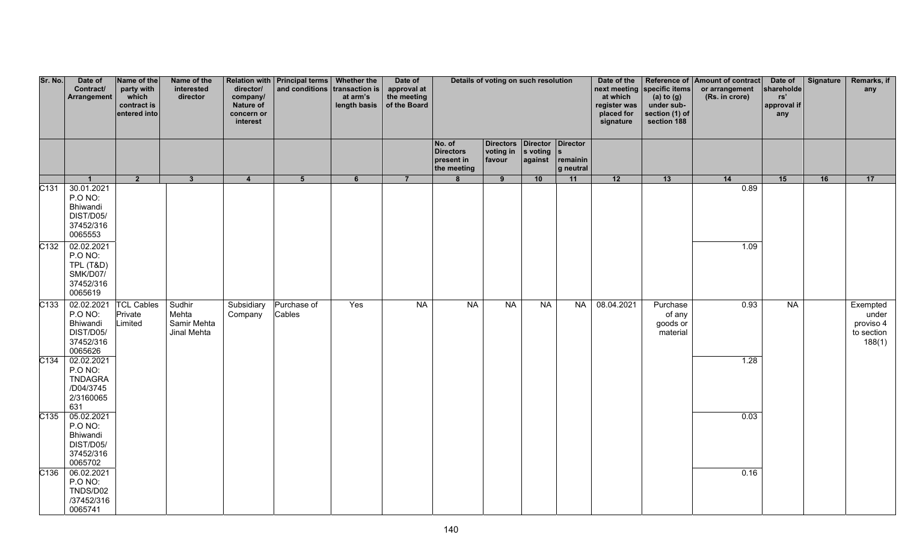| Sr. No. | Date of Contract/ Arrangement | Name of the party with which contract is entered into | Name of the interested director | Relation with director/ company/ Nature of concern or interest | Principal terms and conditions | Whether the transaction is at arm's length basis | Date of approval at the meeting of the Board | Details of voting on such resolution | | | | Date of the next meeting at which register was placed for signature | Reference of specific items (a) to (g) under sub-section (1) of section 188 | Amount of contract or arrangement (Rs. in crore) | Date of shareholders' approval if any | Signature | Remarks, if any |
|---|---|---|---|---|---|---|---|---|---|---|---|---|---|---|---|---|---|
| | | | | | | | | No. of Directors present in the meeting | Directors voting in favour | Directors voting against | Directors remaining neutral | | | | | | |
| | 1 | 2 | 3 | 4 | 5 | 6 | 7 | 8 | 9 | 10 | 11 | 12 | 13 | 14 | 15 | 16 | 17 |
| C131 | 30.01.2021 P.O NO: Bhiwandi DIST/D05/ 37452/316 0065553 | | | | | | | | | | | | | 0.89 | | | |
| C132 | 02.02.2021 P.O NO: TPL (T&D) SMK/D07/ 37452/316 0065619 | | | | | | | | | | | | | 1.09 | | | |
| C133 | 02.02.2021 P.O NO: Bhiwandi DIST/D05/ 37452/316 0065626 | TCL Cables Private Limited | Sudhir Mehta Samir Mehta Jinal Mehta | Subsidiary Company | Purchase of Cables | Yes | NA | NA | NA | NA | NA | 08.04.2021 | Purchase of any goods or material | 0.93 | NA | | Exempted under proviso 4 to section 188(1) |
| C134 | 02.02.2021 P.O NO: TNDAGRA /D04/3745 2/3160065 631 | | | | | | | | | | | | | 1.28 | | | |
| C135 | 05.02.2021 P.O NO: Bhiwandi DIST/D05/ 37452/316 0065702 | | | | | | | | | | | | | 0.03 | | | |
| C136 | 06.02.2021 P.O NO: TNDS/D02 /37452/316 0065741 | | | | | | | | | | | | | 0.16 | | | |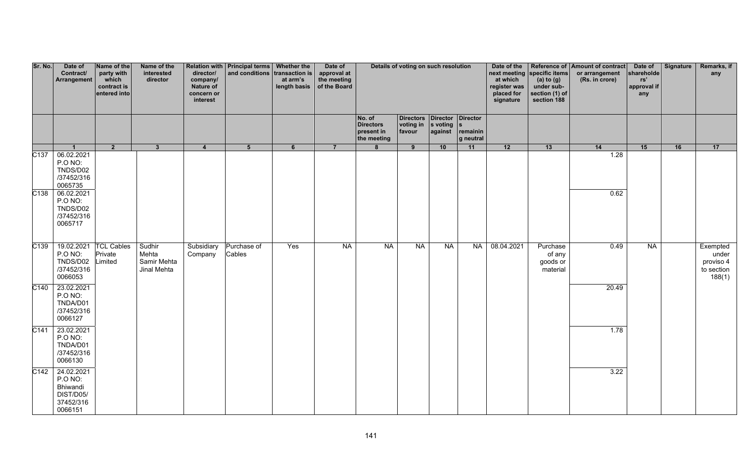| Sr. No. | Date of Contract/ Arrangement | Name of the party with which contract is entered into | Name of the interested director | Relation with director/ company/ Nature of concern or interest | Principal terms and conditions | Whether the transaction is at arm's length basis | Date of approval at the meeting of the Board | Details of voting on such resolution | | | | Date of the next meeting at which register was placed for signature | Reference of specific items (a) to (g) under sub-section (1) of section 188 | Amount of contract or arrangement (Rs. in crore) | Date of shareholders' approval if any | Signature | Remarks, if any |
|---|---|---|---|---|---|---|---|---|---|---|---|---|---|---|---|---|---|
| | | | | | | | | No. of Directors present in the meeting | Directors voting in favour | Directors voting against | Directors remaining neutral | | | | | | |
| | 1 | 2 | 3 | 4 | 5 | 6 | 7 | 8 | 9 | 10 | 11 | 12 | 13 | 14 | 15 | 16 | 17 |
| C137 | 06.02.2021 P.O NO: TNDS/D02 /37452/316 0065735 | | | | | | | | | | | | | 1.28 | | | |
| C138 | 06.02.2021 P.O NO: TNDS/D02 /37452/316 0065717 | | | | | | | | | | | | | 0.62 | | | |
| C139 | 19.02.2021 P.O NO: TNDS/D02 /37452/316 0066053 | TCL Cables Private Limited | Sudhir Mehta Samir Mehta Jinal Mehta | Subsidiary Company | Purchase of Cables | Yes | NA | NA | NA | NA | NA | 08.04.2021 | Purchase of any goods or material | 0.49 | NA | | Exempted under proviso 4 to section 188(1) |
| C140 | 23.02.2021 P.O NO: TNDA/D01 /37452/316 0066127 | | | | | | | | | | | | | 20.49 | | | |
| C141 | 23.02.2021 P.O NO: TNDA/D01 /37452/316 0066130 | | | | | | | | | | | | | 1.78 | | | |
| C142 | 24.02.2021 P.O NO: Bhiwandi DIST/D05/ 37452/316 0066151 | | | | | | | | | | | | | 3.22 | | | |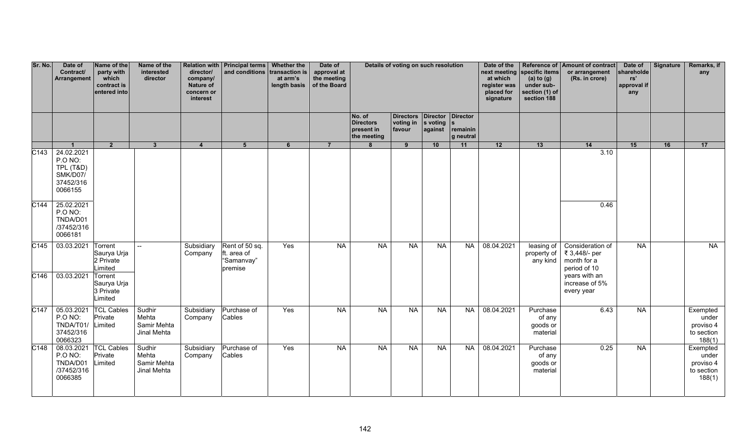| Sr. No. | Date of Contract/ Arrangement | Name of the party with which contract is entered into | Name of the interested director | Relation with director/ company/ Nature of concern or interest | Principal terms and conditions | Whether the transaction is at arm's length basis | Date of approval at the meeting of the Board | Details of voting on such resolution | | | | Date of the next meeting at which register was placed for signature | Reference of specific items (a) to (g) under sub-section (1) of section 188 | Amount of contract or arrangement (Rs. in crore) | Date of shareholders' approval if any | Signature | Remarks, if any |
|---|---|---|---|---|---|---|---|---|---|---|---|---|---|---|---|---|---|
| | | | | | | | | No. of Directors present in the meeting | Directors voting in favour | Directors voting against | Directors remaining neutral | | | | | | |
| | 1 | 2 | 3 | 4 | 5 | 6 | 7 | 8 | 9 | 10 | 11 | 12 | 13 | 14 | 15 | 16 | 17 |
| C143 | 24.02.2021 P.O NO: TPL (T&D) SMK/D07/ 37452/316 0066155 | | | | | | | | | | | | | 3.10 | | | |
| C144 | 25.02.2021 P.O NO: TNDA/D01 /37452/316 0066181 | | | | | | | | | | | | | 0.46 | | | |
| C145 | 03.03.2021 | Torrent Saurya Urja 2 Private Limited | -- | Subsidiary Company | Rent of 50 sq. ft. area of "Samanvay" premise | Yes | NA | NA | NA | NA | NA | 08.04.2021 | leasing of property of any kind | Consideration of ₹ 3,448/- per month for a period of 10 years with an increase of 5% every year | NA | | NA |
| C146 | 03.03.2021 | Torrent Saurya Urja 3 Private Limited | | | | | | | | | | | | | | | |
| C147 | 05.03.2021 P.O NO: TNDA/T01/ 37452/316 0066323 | TCL Cables Private Limited | Sudhir Mehta Samir Mehta Jinal Mehta | Subsidiary Company | Purchase of Cables | Yes | NA | NA | NA | NA | NA | 08.04.2021 | Purchase of any goods or material | 6.43 | NA | | Exempted under proviso 4 to section 188(1) |
| C148 | 08.03.2021 P.O NO: TNDA/D01 /37452/316 0066385 | TCL Cables Private Limited | Sudhir Mehta Samir Mehta Jinal Mehta | Subsidiary Company | Purchase of Cables | Yes | NA | NA | NA | NA | NA | 08.04.2021 | Purchase of any goods or material | 0.25 | NA | | Exempted under proviso 4 to section 188(1) |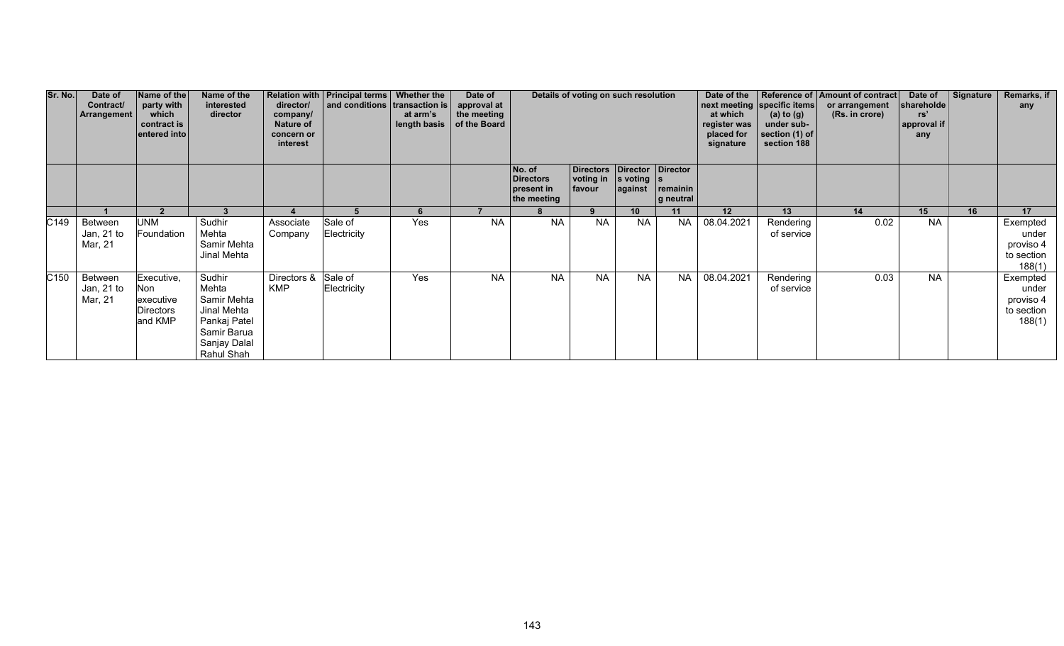| Sr. No. | Date of Contract/ Arrangement | Name of the party with which contract is entered into | Name of the interested director | Relation with director/ company/ Nature of concern or interest | Principal terms and conditions | Whether the transaction is at arm's length basis | Date of approval at the meeting of the Board | Details of voting on such resolution | | | | Date of the next meeting at which register was placed for signature | Reference of specific items (a) to (g) under sub-section (1) of section 188 | Amount of contract or arrangement (Rs. in crore) | Date of shareholders' approval if any | Signature | Remarks, if any |
|---|---|---|---|---|---|---|---|---|---|---|---|---|---|---|---|---|---|
| | | | | | | | | No. of Directors present in the meeting | Directors voting in favour | Directors voting against | Directors remaining neutral | | | | | | |
| | 1 | 2 | 3 | 4 | 5 | 6 | 7 | 8 | 9 | 10 | 11 | 12 | 13 | 14 | 15 | 16 | 17 |
| C149 | Between Jan, 21 to Mar, 21 | UNM Foundation | Sudhir Mehta Samir Mehta Jinal Mehta | Associate Company | Sale of Electricity | Yes | NA | NA | NA | NA | NA | 08.04.2021 | Rendering of service | 0.02 | NA | | Exempted under proviso 4 to section 188(1) |
| C150 | Between Jan, 21 to Mar, 21 | Executive, Non executive Directors and KMP | Sudhir Mehta Samir Mehta Jinal Mehta Pankaj Patel Samir Barua Sanjay Dalal Rahul Shah | Directors & KMP | Sale of Electricity | Yes | NA | NA | NA | NA | NA | 08.04.2021 | Rendering of service | 0.03 | NA | | Exempted under proviso 4 to section 188(1) |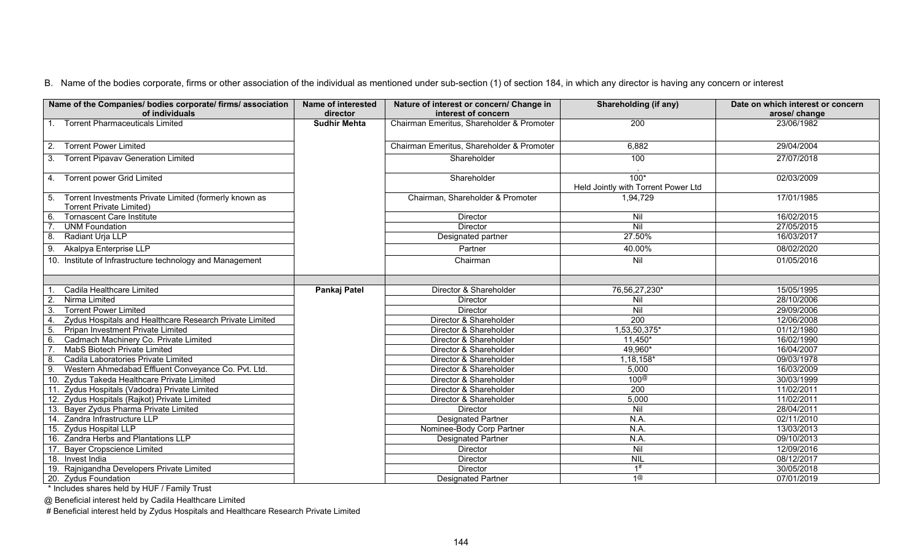B. Name of the bodies corporate, firms or other association of the individual as mentioned under sub-section (1) of section 184, in which any director is having any concern or interest

| Name of the Companies/ bodies corporate/ firms/ association of individuals | Name of interested director | Nature of interest or concern/ Change in interest of concern | Shareholding (if any) | Date on which interest or concern arose/ change |
|---|---|---|---|---|
| 1. Torrent Pharmaceuticals Limited | **Sudhir Mehta** | Chairman Emeritus, Shareholder & Promoter | 200 | 23/06/1982 |
| 2. Torrent Power Limited | | Chairman Emeritus, Shareholder & Promoter | 6,882 | 29/04/2004 |
| 3. Torrent Pipavav Generation Limited | | Shareholder | 100 | 27/07/2018 |
| 4. Torrent power Grid Limited | | Shareholder | 100* Held Jointly with Torrent Power Ltd | 02/03/2009 |
| 5. Torrent Investments Private Limited (formerly known as Torrent Private Limited) | | Chairman, Shareholder & Promoter | 1,94,729 | 17/01/1985 |
| 6. Tornascent Care Institute | | Director | Nil | 16/02/2015 |
| 7. UNM Foundation | | Director | Nil | 27/05/2015 |
| 8. Radiant Urja LLP | | Designated partner | 27.50% | 16/03/2017 |
| 9. Akalpya Enterprise LLP | | Partner | 40.00% | 08/02/2020 |
| 10. Institute of Infrastructure technology and Management | | Chairman | Nil | 01/05/2016 |
| | | | | |
| 1. Cadila Healthcare Limited | **Pankaj Patel** | Director & Shareholder | 76,56,27,230* | 15/05/1995 |
| 2. Nirma Limited | | Director | Nil | 28/10/2006 |
| 3. Torrent Power Limited | | Director | Nil | 29/09/2006 |
| 4. Zydus Hospitals and Healthcare Research Private Limited | | Director & Shareholder | 200 | 12/06/2008 |
| 5. Pripan Investment Private Limited | | Director & Shareholder | 1,53,50,375* | 01/12/1980 |
| 6. Cadmach Machinery Co. Private Limited | | Director & Shareholder | 11,450* | 16/02/1990 |
| 7. MabS Biotech Private Limited | | Director & Shareholder | 49,960* | 16/04/2007 |
| 8. Cadila Laboratories Private Limited | | Director & Shareholder | 1,18,158* | 09/03/1978 |
| 9. Western Ahmedabad Effluent Conveyance Co. Pvt. Ltd. | | Director & Shareholder | 5,000 | 16/03/2009 |
| 10. Zydus Takeda Healthcare Private Limited | | Director & Shareholder | 100@ | 30/03/1999 |
| 11. Zydus Hospitals (Vadodra) Private Limited | | Director & Shareholder | 200 | 11/02/2011 |
| 12. Zydus Hospitals (Rajkot) Private Limited | | Director & Shareholder | 5,000 | 11/02/2011 |
| 13. Bayer Zydus Pharma Private Limited | | Director | Nil | 28/04/2011 |
| 14. Zandra Infrastructure LLP | | Designated Partner | N.A. | 02/11/2010 |
| 15. Zydus Hospital LLP | | Nominee-Body Corp Partner | N.A. | 13/03/2013 |
| 16. Zandra Herbs and Plantations LLP | | Designated Partner | N.A. | 09/10/2013 |
| 17. Bayer Cropscience Limited | | Director | Nil | 12/09/2016 |
| 18. Invest India | | Director | NIL | 08/12/2017 |
| 19. Rajnigandha Developers Private Limited | | Director | 1# | 30/05/2018 |
| 20. Zydus Foundation | | Designated Partner | 1@ | 07/01/2019 |

\* Includes shares held by HUF / Family Trust

@ Beneficial interest held by Cadila Healthcare Limited

# Beneficial interest held by Zydus Hospitals and Healthcare Research Private Limited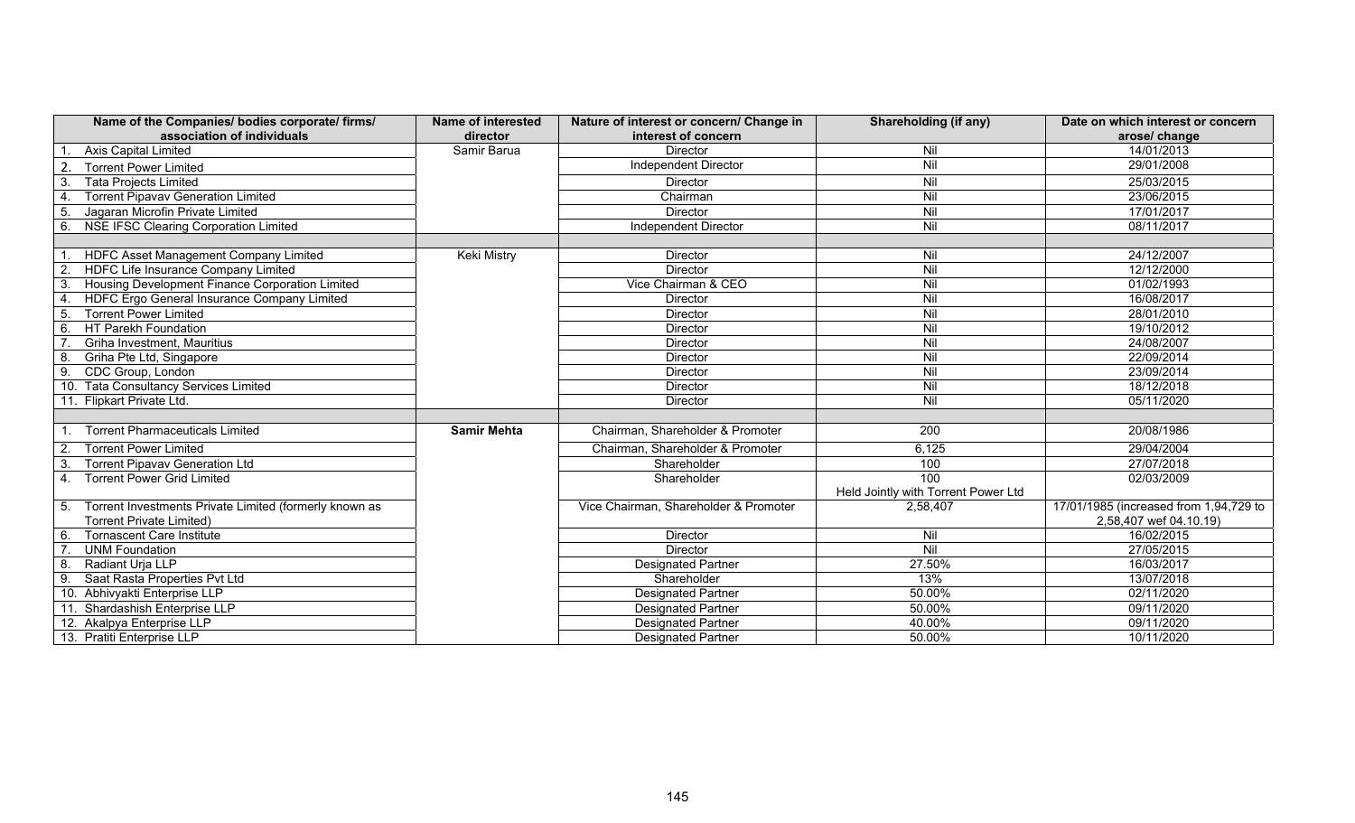| Name of the Companies/ bodies corporate/ firms/ association of individuals | Name of interested director | Nature of interest or concern/ Change in interest of concern | Shareholding (if any) | Date on which interest or concern arose/ change |
|---|---|---|---|---|
| 1. Axis Capital Limited | Samir Barua | Director | Nil | 14/01/2013 |
| 2. Torrent Power Limited | | Independent Director | Nil | 29/01/2008 |
| 3. Tata Projects Limited | | Director | Nil | 25/03/2015 |
| 4. Torrent Pipavav Generation Limited | | Chairman | Nil | 23/06/2015 |
| 5. Jagaran Microfin Private Limited | | Director | Nil | 17/01/2017 |
| 6. NSE IFSC Clearing Corporation Limited | | Independent Director | Nil | 08/11/2017 |
| | | | | |
| 1. HDFC Asset Management Company Limited | Keki Mistry | Director | Nil | 24/12/2007 |
| 2. HDFC Life Insurance Company Limited | | Director | Nil | 12/12/2000 |
| 3. Housing Development Finance Corporation Limited | | Vice Chairman & CEO | Nil | 01/02/1993 |
| 4. HDFC Ergo General Insurance Company Limited | | Director | Nil | 16/08/2017 |
| 5. Torrent Power Limited | | Director | Nil | 28/01/2010 |
| 6. HT Parekh Foundation | | Director | Nil | 19/10/2012 |
| 7. Griha Investment, Mauritius | | Director | Nil | 24/08/2007 |
| 8. Griha Pte Ltd, Singapore | | Director | Nil | 22/09/2014 |
| 9. CDC Group, London | | Director | Nil | 23/09/2014 |
| 10. Tata Consultancy Services Limited | | Director | Nil | 18/12/2018 |
| 11. Flipkart Private Ltd. | | Director | Nil | 05/11/2020 |
| | | | | |
| 1. Torrent Pharmaceuticals Limited | **Samir Mehta** | Chairman, Shareholder & Promoter | 200 | 20/08/1986 |
| 2. Torrent Power Limited | | Chairman, Shareholder & Promoter | 6,125 | 29/04/2004 |
| 3. Torrent Pipavav Generation Ltd | | Shareholder | 100 | 27/07/2018 |
| 4. Torrent Power Grid Limited | | Shareholder | 100 Held Jointly with Torrent Power Ltd | 02/03/2009 |
| 5. Torrent Investments Private Limited (formerly known as Torrent Private Limited) | | Vice Chairman, Shareholder & Promoter | 2,58,407 | 17/01/1985 (increased from 1,94,729 to 2,58,407 wef 04.10.19) |
| 6. Tornascent Care Institute | | Director | Nil | 16/02/2015 |
| 7. UNM Foundation | | Director | Nil | 27/05/2015 |
| 8. Radiant Urja LLP | | Designated Partner | 27.50% | 16/03/2017 |
| 9. Saat Rasta Properties Pvt Ltd | | Shareholder | 13% | 13/07/2018 |
| 10. Abhivyakti Enterprise LLP | | Designated Partner | 50.00% | 02/11/2020 |
| 11. Shardashish Enterprise LLP | | Designated Partner | 50.00% | 09/11/2020 |
| 12. Akalpya Enterprise LLP | | Designated Partner | 40.00% | 09/11/2020 |
| 13. Pratiti Enterprise LLP | | Designated Partner | 50.00% | 10/11/2020 |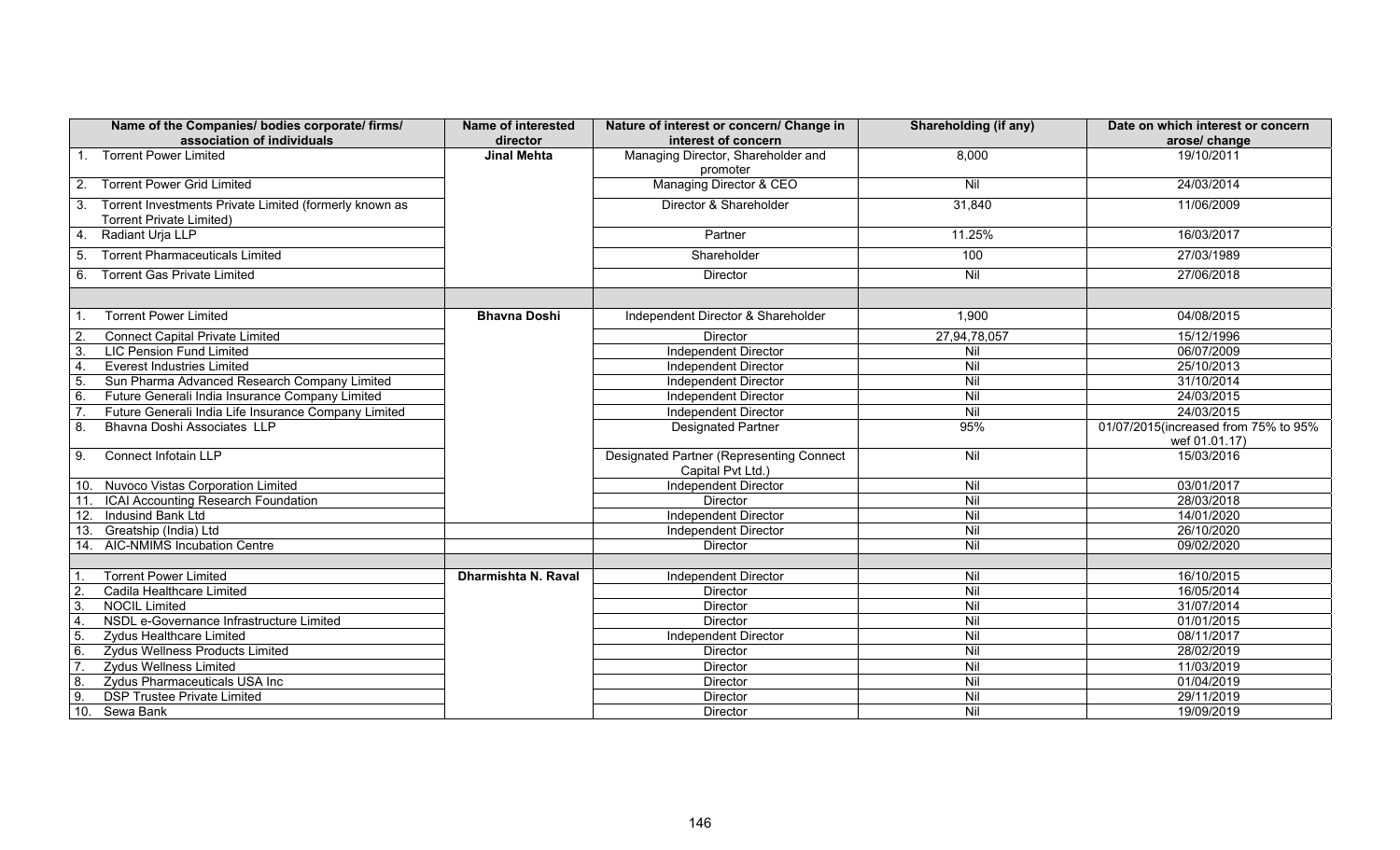| Name of the Companies/ bodies corporate/ firms/ association of individuals | Name of interested director | Nature of interest or concern/ Change in interest of concern | Shareholding (if any) | Date on which interest or concern arose/ change |
|---|---|---|---|---|
| 1. Torrent Power Limited | **Jinal Mehta** | Managing Director, Shareholder and promoter | 8,000 | 19/10/2011 |
| 2. Torrent Power Grid Limited | | Managing Director & CEO | Nil | 24/03/2014 |
| 3. Torrent Investments Private Limited (formerly known as Torrent Private Limited) | | Director & Shareholder | 31,840 | 11/06/2009 |
| 4. Radiant Urja LLP | | Partner | 11.25% | 16/03/2017 |
| 5. Torrent Pharmaceuticals Limited | | Shareholder | 100 | 27/03/1989 |
| 6. Torrent Gas Private Limited | | Director | Nil | 27/06/2018 |
| | | | | |
| 1. Torrent Power Limited | **Bhavna Doshi** | Independent Director & Shareholder | 1,900 | 04/08/2015 |
| 2. Connect Capital Private Limited | | Director | 27,94,78,057 | 15/12/1996 |
| 3. LIC Pension Fund Limited | | Independent Director | Nil | 06/07/2009 |
| 4. Everest Industries Limited | | Independent Director | Nil | 25/10/2013 |
| 5. Sun Pharma Advanced Research Company Limited | | Independent Director | Nil | 31/10/2014 |
| 6. Future Generali India Insurance Company Limited | | Independent Director | Nil | 24/03/2015 |
| 7. Future Generali India Life Insurance Company Limited | | Independent Director | Nil | 24/03/2015 |
| 8. Bhavna Doshi Associates LLP | | Designated Partner | 95% | 01/07/2015(increased from 75% to 95% wef 01.01.17) |
| 9. Connect Infotain LLP | | Designated Partner (Representing Connect Capital Pvt Ltd.) | Nil | 15/03/2016 |
| 10. Nuvoco Vistas Corporation Limited | | Independent Director | Nil | 03/01/2017 |
| 11. ICAI Accounting Research Foundation | | Director | Nil | 28/03/2018 |
| 12. Indusind Bank Ltd | | Independent Director | Nil | 14/01/2020 |
| 13. Greatship (India) Ltd | | Independent Director | Nil | 26/10/2020 |
| 14. AIC-NMIMS Incubation Centre | | Director | Nil | 09/02/2020 |
| | | | | |
| 1. Torrent Power Limited | **Dharmishta N. Raval** | Independent Director | Nil | 16/10/2015 |
| 2. Cadila Healthcare Limited | | Director | Nil | 16/05/2014 |
| 3. NOCIL Limited | | Director | Nil | 31/07/2014 |
| 4. NSDL e-Governance Infrastructure Limited | | Director | Nil | 01/01/2015 |
| 5. Zydus Healthcare Limited | | Independent Director | Nil | 08/11/2017 |
| 6. Zydus Wellness Products Limited | | Director | Nil | 28/02/2019 |
| 7. Zydus Wellness Limited | | Director | Nil | 11/03/2019 |
| 8. Zydus Pharmaceuticals USA Inc | | Director | Nil | 01/04/2019 |
| 9. DSP Trustee Private Limited | | Director | Nil | 29/11/2019 |
| 10. Sewa Bank | | Director | Nil | 19/09/2019 |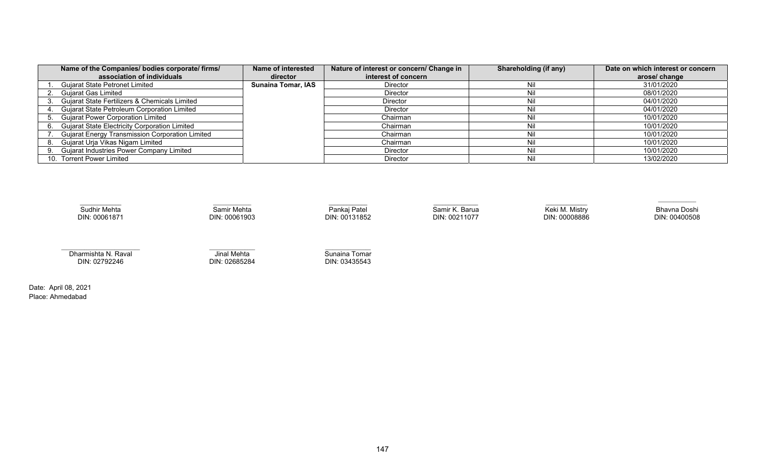| Name of the Companies/ bodies corporate/ firms/ association of individuals | Name of interested director | Nature of interest or concern/ Change in interest of concern | Shareholding (if any) | Date on which interest or concern arose/ change |
|---|---|---|---|---|
| 1. Gujarat State Petronet Limited | **Sunaina Tomar, IAS** | Director | Nil | 31/01/2020 |
| 2. Gujarat Gas Limited | | Director | Nil | 08/01/2020 |
| 3. Gujarat State Fertilizers & Chemicals Limited | | Director | Nil | 04/01/2020 |
| 4. Gujarat State Petroleum Corporation Limited | | Director | Nil | 04/01/2020 |
| 5. Gujarat Power Corporation Limited | | Chairman | Nil | 10/01/2020 |
| 6. Gujarat State Electricity Corporation Limited | | Chairman | Nil | 10/01/2020 |
| 7. Gujarat Energy Transmission Corporation Limited | | Chairman | Nil | 10/01/2020 |
| 8. Gujarat Urja Vikas Nigam Limited | | Chairman | Nil | 10/01/2020 |
| 9. Gujarat Industries Power Company Limited | | Director | Nil | 10/01/2020 |
| 10. Torrent Power Limited | | Director | Nil | 13/02/2020 |

Sudhir Mehta
DIN: 00061871

Samir Mehta
DIN: 00061903

Pankaj Patel
DIN: 00131852

Samir K. Barua
DIN: 00211077

Keki M. Mistry
DIN: 00008886

Bhavna Doshi
DIN: 00400508

Dharmishta N. Raval
DIN: 02792246

Jinal Mehta
DIN: 02685284

Sunaina Tomar
DIN: 03435543

Date: April 08, 2021
Place: Ahmedabad